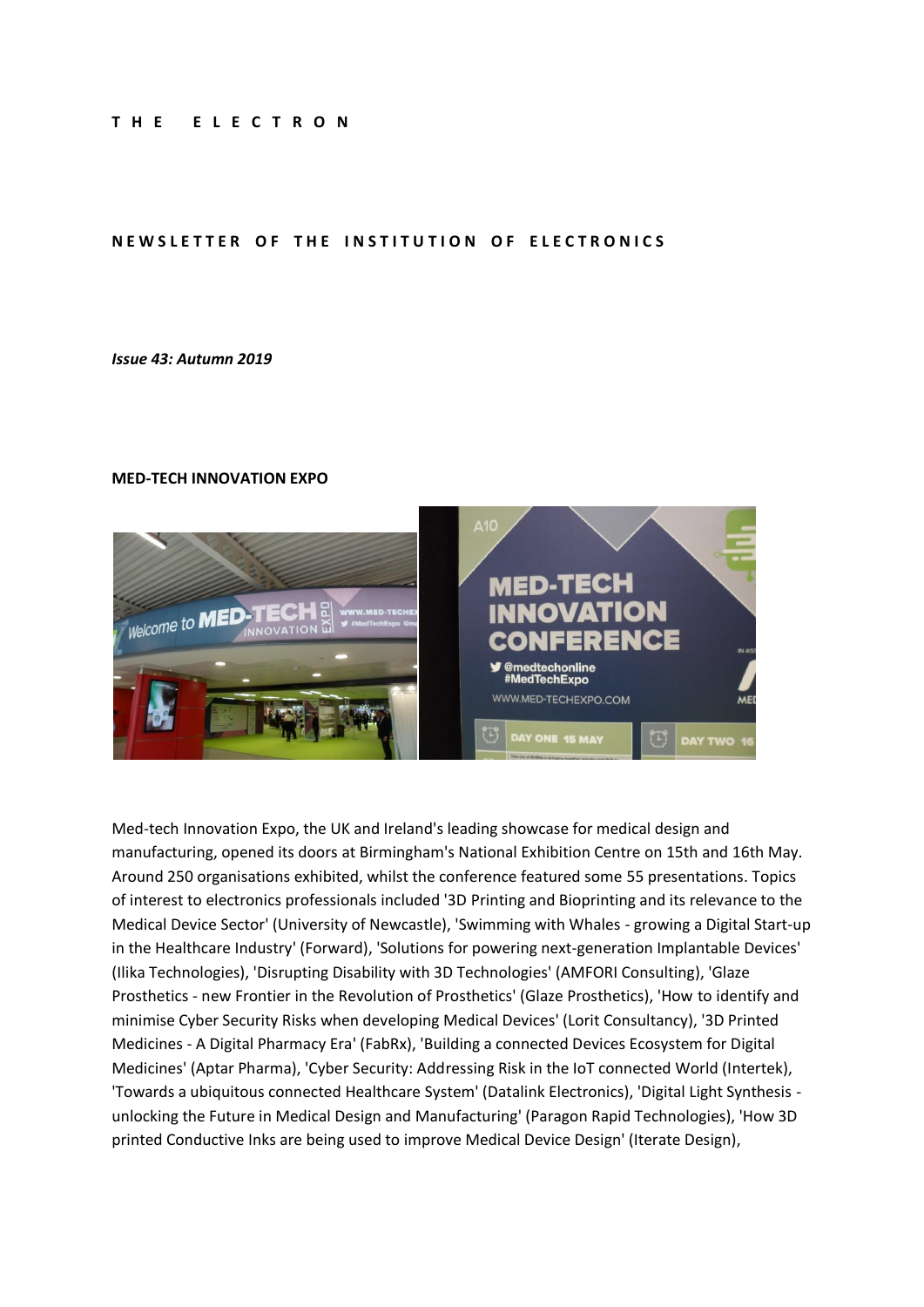# THE ELECTRON

## NEWSLETTER OF THE INSTITUTION OF ELECTRONICS

*Issue 43: Autumn 2019*

### MED-TECH INNOVATION EXPO

Med-tech Innovation Expo, the UK and Ireland's leading showcase for medical design and manufacturing, opened its doors at Birmingham's National Exhibition Centre on 15th and 16th May. Around 250 organisations exhibited, whilst the conference featured some 55 presentations. Topics of interest to electronics professionals included '3D Printing and Bioprinting and its relevance to the Medical Device Sector' (University of Newcastle), 'Swimming with Whales - growing a Digital Start-up in the Healthcare Industry' (Forward), 'Solutions for powering next-generation Implantable Devices' (Ilika Technologies), 'Disrupting Disability with 3D Technologies' (AMFORI Consulting), 'Glaze Prosthetics - new Frontier in the Revolution of Prosthetics' (Glaze Prosthetics), 'How to identify and minimise Cyber Security Risks when developing Medical Devices' (Lorit Consultancy), '3D Printed Medicines - A Digital Pharmacy Era' (FabRx), 'Building a connected Devices Ecosystem for Digital Medicines' (Aptar Pharma), 'Cyber Security: Addressing Risk in the IoT connected World (Intertek), 'Towards a ubiquitous connected Healthcare System' (Datalink Electronics), 'Digital Light Synthesis - unlocking the Future in Medical Design and Manufacturing' (Paragon Rapid Technologies), 'How 3D printed Conductive Inks are being used to improve Medical Device Design' (Iterate Design),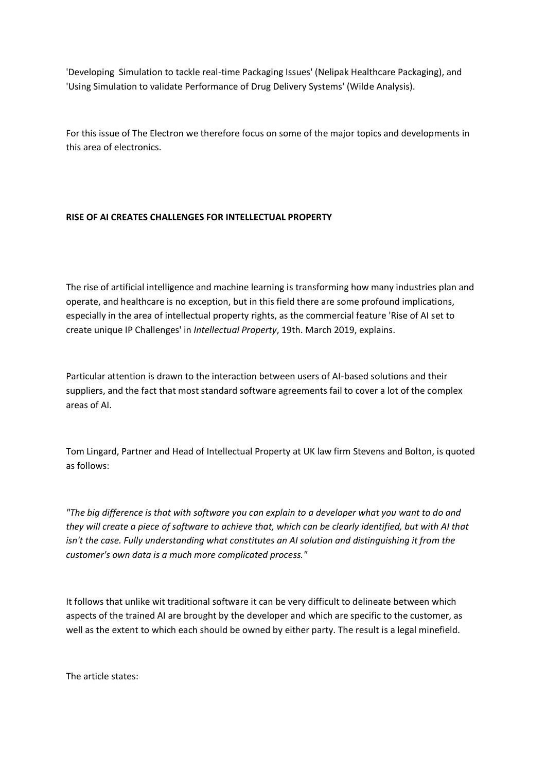'Developing  Simulation to tackle real-time Packaging Issues' (Nelipak Healthcare Packaging), and 'Using Simulation to validate Performance of Drug Delivery Systems' (Wilde Analysis).

For this issue of The Electron we therefore focus on some of the major topics and developments in this area of electronics.

**RISE OF AI CREATES CHALLENGES FOR INTELLECTUAL PROPERTY**

The rise of artificial intelligence and machine learning is transforming how many industries plan and operate, and healthcare is no exception, but in this field there are some profound implications, especially in the area of intellectual property rights, as the commercial feature 'Rise of AI set to create unique IP Challenges' in *Intellectual Property*, 19th. March 2019, explains.

Particular attention is drawn to the interaction between users of AI-based solutions and their suppliers, and the fact that most standard software agreements fail to cover a lot of the complex areas of AI.

Tom Lingard, Partner and Head of Intellectual Property at UK law firm Stevens and Bolton, is quoted as follows:

*"The big difference is that with software you can explain to a developer what you want to do and they will create a piece of software to achieve that, which can be clearly identified, but with AI that isn't the case. Fully understanding what constitutes an AI solution and distinguishing it from the customer's own data is a much more complicated process."*

It follows that unlike wit traditional software it can be very difficult to delineate between which aspects of the trained AI are brought by the developer and which are specific to the customer, as well as the extent to which each should be owned by either party. The result is a legal minefield.

The article states: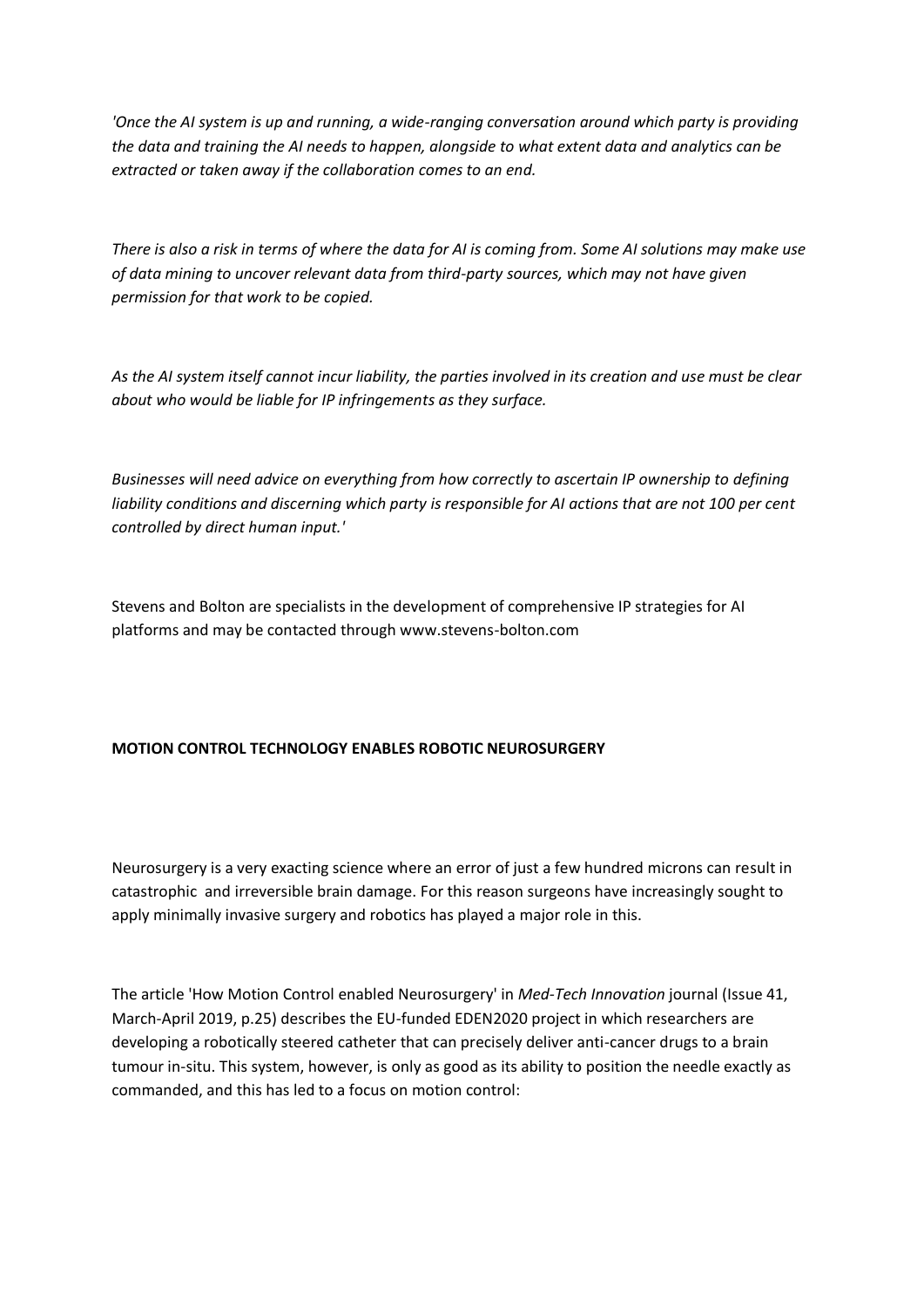*'Once the AI system is up and running, a wide-ranging conversation around which party is providing the data and training the AI needs to happen, alongside to what extent data and analytics can be extracted or taken away if the collaboration comes to an end.*

*There is also a risk in terms of where the data for AI is coming from. Some AI solutions may make use of data mining to uncover relevant data from third-party sources, which may not have given permission for that work to be copied.*

*As the AI system itself cannot incur liability, the parties involved in its creation and use must be clear about who would be liable for IP infringements as they surface.*

*Businesses will need advice on everything from how correctly to ascertain IP ownership to defining liability conditions and discerning which party is responsible for AI actions that are not 100 per cent controlled by direct human input.'*

Stevens and Bolton are specialists in the development of comprehensive IP strategies for AI platforms and may be contacted through www.stevens-bolton.com

**MOTION CONTROL TECHNOLOGY ENABLES ROBOTIC NEUROSURGERY**

Neurosurgery is a very exacting science where an error of just a few hundred microns can result in catastrophic and irreversible brain damage. For this reason surgeons have increasingly sought to apply minimally invasive surgery and robotics has played a major role in this.

The article 'How Motion Control enabled Neurosurgery' in *Med-Tech Innovation* journal (Issue 41, March-April 2019, p.25) describes the EU-funded EDEN2020 project in which researchers are developing a robotically steered catheter that can precisely deliver anti-cancer drugs to a brain tumour in-situ. This system, however, is only as good as its ability to position the needle exactly as commanded, and this has led to a focus on motion control: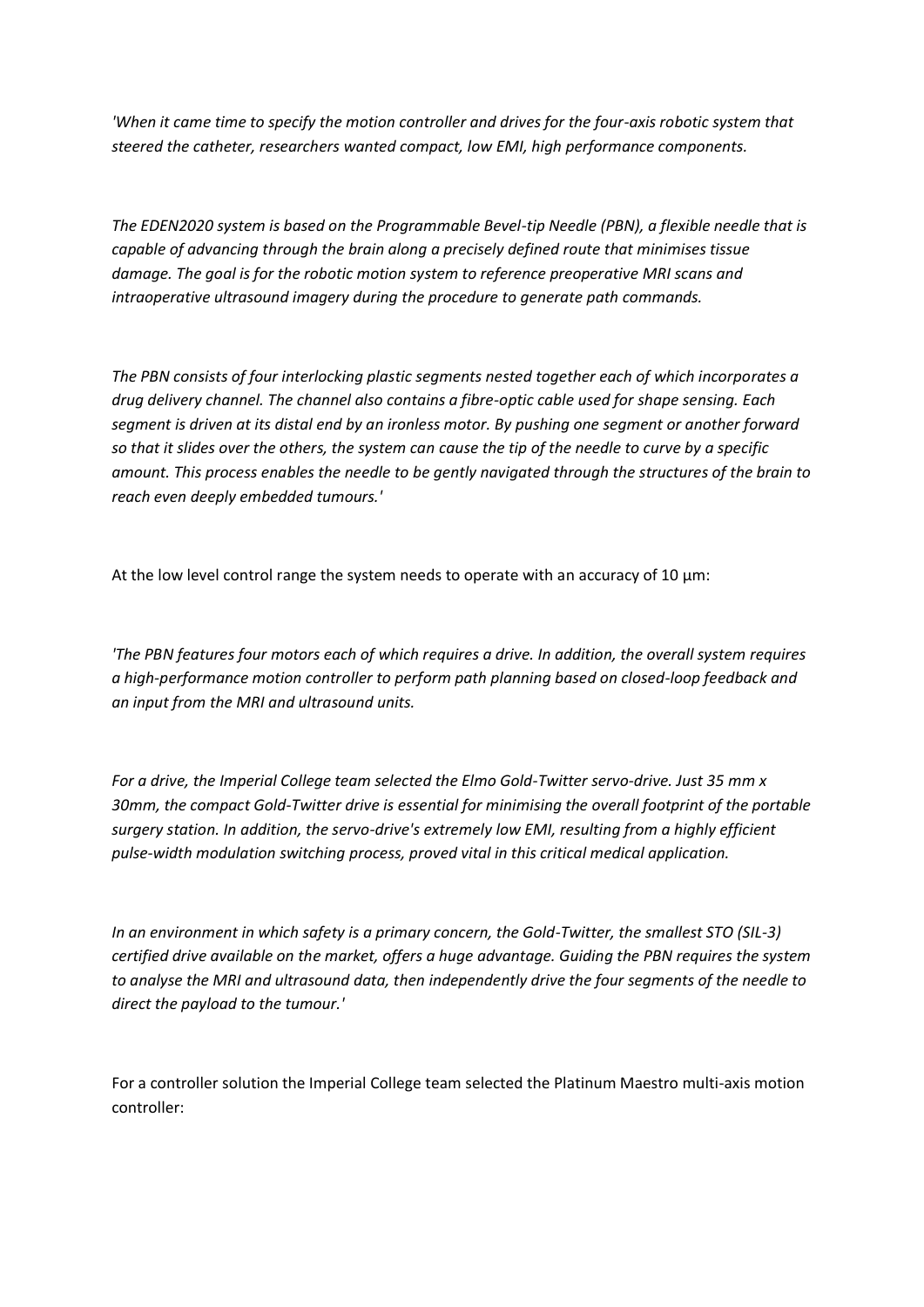*'When it came time to specify the motion controller and drives for the four-axis robotic system that steered the catheter, researchers wanted compact, low EMI, high performance components.*

*The EDEN2020 system is based on the Programmable Bevel-tip Needle (PBN), a flexible needle that is capable of advancing through the brain along a precisely defined route that minimises tissue damage. The goal is for the robotic motion system to reference preoperative MRI scans and intraoperative ultrasound imagery during the procedure to generate path commands.*

*The PBN consists of four interlocking plastic segments nested together each of which incorporates a drug delivery channel. The channel also contains a fibre-optic cable used for shape sensing. Each segment is driven at its distal end by an ironless motor. By pushing one segment or another forward so that it slides over the others, the system can cause the tip of the needle to curve by a specific amount. This process enables the needle to be gently navigated through the structures of the brain to reach even deeply embedded tumours.'*

At the low level control range the system needs to operate with an accuracy of 10 µm:

*'The PBN features four motors each of which requires a drive. In addition, the overall system requires a high-performance motion controller to perform path planning based on closed-loop feedback and an input from the MRI and ultrasound units.*

*For a drive, the Imperial College team selected the Elmo Gold-Twitter servo-drive. Just 35 mm x 30mm, the compact Gold-Twitter drive is essential for minimising the overall footprint of the portable surgery station. In addition, the servo-drive's extremely low EMI, resulting from a highly efficient pulse-width modulation switching process, proved vital in this critical medical application.*

*In an environment in which safety is a primary concern, the Gold-Twitter, the smallest STO (SIL-3) certified drive available on the market, offers a huge advantage. Guiding the PBN requires the system to analyse the MRI and ultrasound data, then independently drive the four segments of the needle to direct the payload to the tumour.'*

For a controller solution the Imperial College team selected the Platinum Maestro multi-axis motion controller: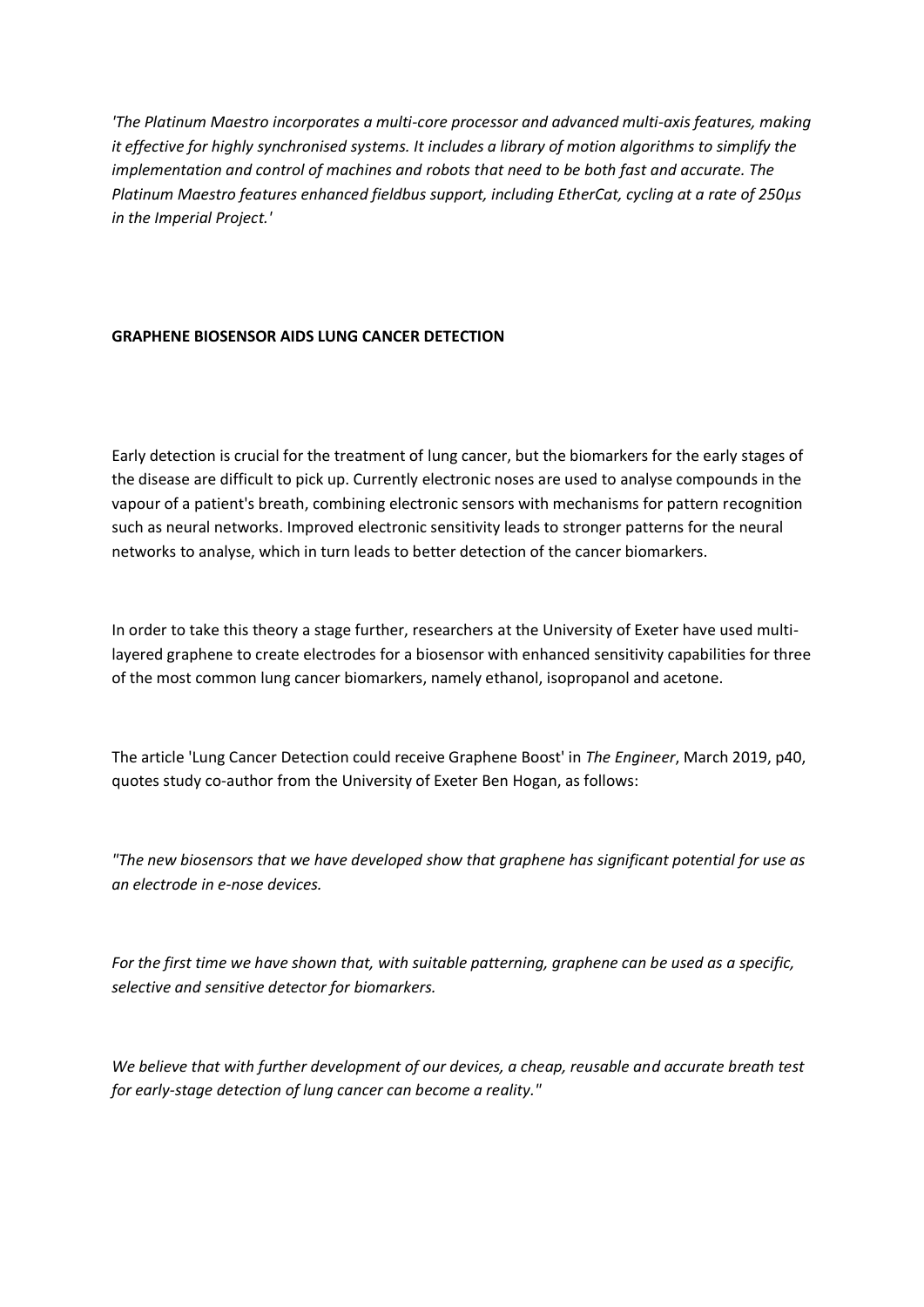*'The Platinum Maestro incorporates a multi-core processor and advanced multi-axis features, making it effective for highly synchronised systems. It includes a library of motion algorithms to simplify the implementation and control of machines and robots that need to be both fast and accurate. The Platinum Maestro features enhanced fieldbus support, including EtherCat, cycling at a rate of 250µs in the Imperial Project.'*

**GRAPHENE BIOSENSOR AIDS LUNG CANCER DETECTION**

Early detection is crucial for the treatment of lung cancer, but the biomarkers for the early stages of the disease are difficult to pick up. Currently electronic noses are used to analyse compounds in the vapour of a patient's breath, combining electronic sensors with mechanisms for pattern recognition such as neural networks. Improved electronic sensitivity leads to stronger patterns for the neural networks to analyse, which in turn leads to better detection of the cancer biomarkers.

In order to take this theory a stage further, researchers at the University of Exeter have used multi-layered graphene to create electrodes for a biosensor with enhanced sensitivity capabilities for three of the most common lung cancer biomarkers, namely ethanol, isopropanol and acetone.

The article 'Lung Cancer Detection could receive Graphene Boost' in *The Engineer*, March 2019, p40, quotes study co-author from the University of Exeter Ben Hogan, as follows:

*"The new biosensors that we have developed show that graphene has significant potential for use as an electrode in e-nose devices.*

*For the first time we have shown that, with suitable patterning, graphene can be used as a specific, selective and sensitive detector for biomarkers.*

*We believe that with further development of our devices, a cheap, reusable and accurate breath test for early-stage detection of lung cancer can become a reality."*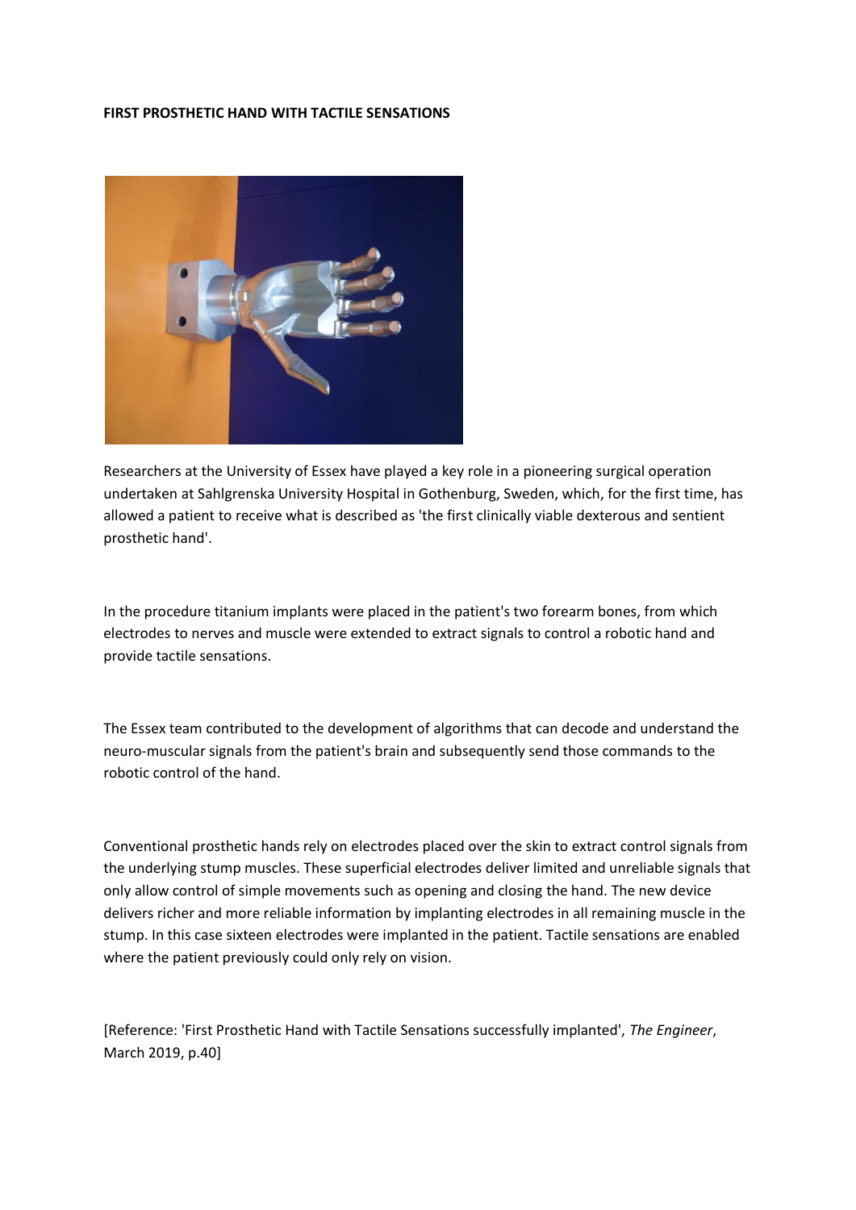**FIRST PROSTHETIC HAND WITH TACTILE SENSATIONS**

Researchers at the University of Essex have played a key role in a pioneering surgical operation undertaken at Sahlgrenska University Hospital in Gothenburg, Sweden, which, for the first time, has allowed a patient to receive what is described as 'the first clinically viable dexterous and sentient prosthetic hand'.

In the procedure titanium implants were placed in the patient's two forearm bones, from which electrodes to nerves and muscle were extended to extract signals to control a robotic hand and provide tactile sensations.

The Essex team contributed to the development of algorithms that can decode and understand the neuro-muscular signals from the patient's brain and subsequently send those commands to the robotic control of the hand.

Conventional prosthetic hands rely on electrodes placed over the skin to extract control signals from the underlying stump muscles. These superficial electrodes deliver limited and unreliable signals that only allow control of simple movements such as opening and closing the hand. The new device delivers richer and more reliable information by implanting electrodes in all remaining muscle in the stump. In this case sixteen electrodes were implanted in the patient. Tactile sensations are enabled where the patient previously could only rely on vision.

[Reference: 'First Prosthetic Hand with Tactile Sensations successfully implanted', *The Engineer*, March 2019, p.40]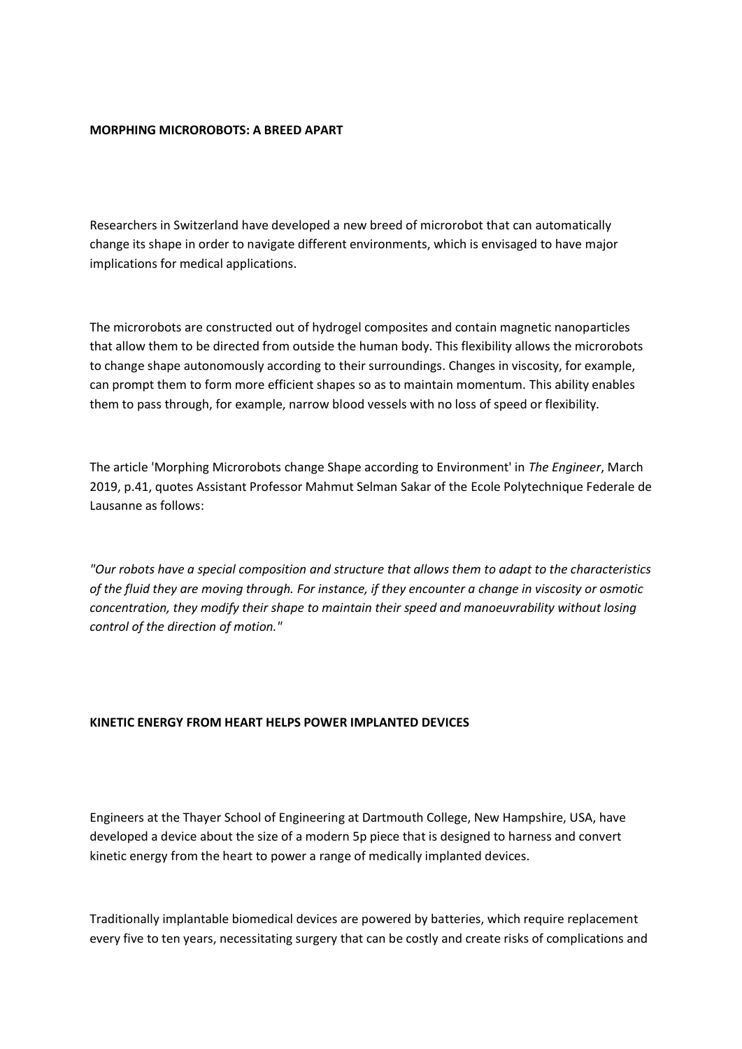**MORPHING MICROROBOTS: A BREED APART**

Researchers in Switzerland have developed a new breed of microrobot that can automatically change its shape in order to navigate different environments, which is envisaged to have major implications for medical applications.

The microrobots are constructed out of hydrogel composites and contain magnetic nanoparticles that allow them to be directed from outside the human body. This flexibility allows the microrobots to change shape autonomously according to their surroundings. Changes in viscosity, for example, can prompt them to form more efficient shapes so as to maintain momentum. This ability enables them to pass through, for example, narrow blood vessels with no loss of speed or flexibility.

The article 'Morphing Microrobots change Shape according to Environment' in *The Engineer*, March 2019, p.41, quotes Assistant Professor Mahmut Selman Sakar of the Ecole Polytechnique Federale de Lausanne as follows:

*"Our robots have a special composition and structure that allows them to adapt to the characteristics of the fluid they are moving through. For instance, if they encounter a change in viscosity or osmotic concentration, they modify their shape to maintain their speed and manoeuvrability without losing control of the direction of motion."*

**KINETIC ENERGY FROM HEART HELPS POWER IMPLANTED DEVICES**

Engineers at the Thayer School of Engineering at Dartmouth College, New Hampshire, USA, have developed a device about the size of a modern 5p piece that is designed to harness and convert kinetic energy from the heart to power a range of medically implanted devices.

Traditionally implantable biomedical devices are powered by batteries, which require replacement every five to ten years, necessitating surgery that can be costly and create risks of complications and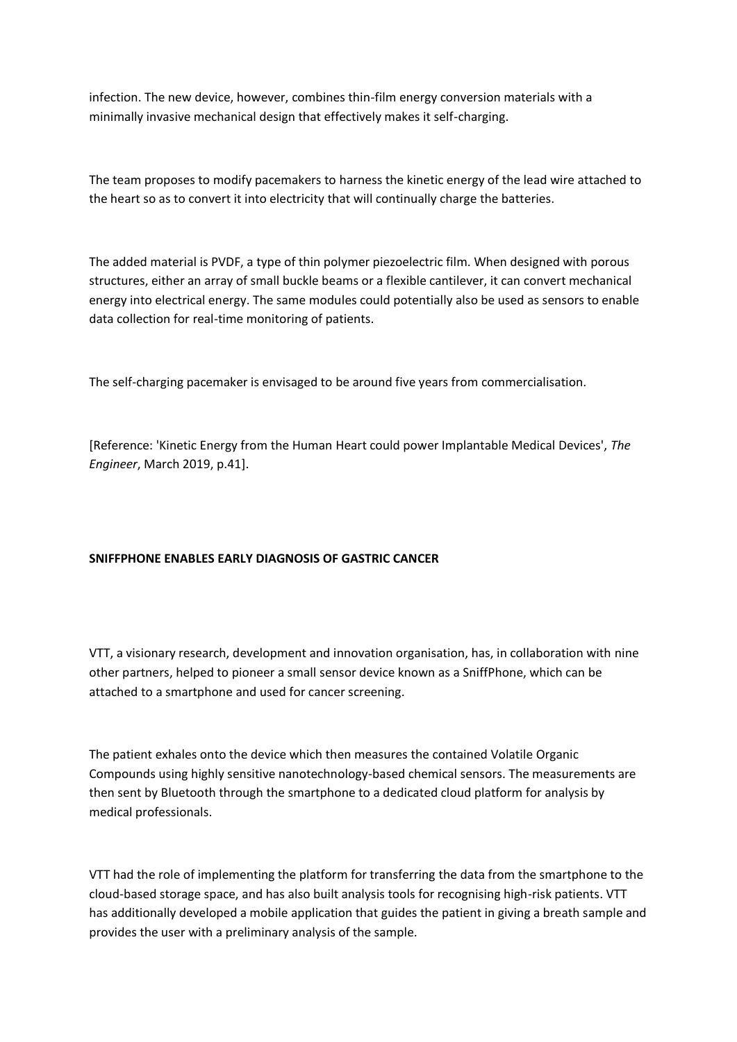infection. The new device, however, combines thin-film energy conversion materials with a minimally invasive mechanical design that effectively makes it self-charging.

The team proposes to modify pacemakers to harness the kinetic energy of the lead wire attached to the heart so as to convert it into electricity that will continually charge the batteries.

The added material is PVDF, a type of thin polymer piezoelectric film. When designed with porous structures, either an array of small buckle beams or a flexible cantilever, it can convert mechanical energy into electrical energy. The same modules could potentially also be used as sensors to enable data collection for real-time monitoring of patients.

The self-charging pacemaker is envisaged to be around five years from commercialisation.

[Reference: 'Kinetic Energy from the Human Heart could power Implantable Medical Devices', *The Engineer*, March 2019, p.41].

## SNIFFPHONE ENABLES EARLY DIAGNOSIS OF GASTRIC CANCER

VTT, a visionary research, development and innovation organisation, has, in collaboration with nine other partners, helped to pioneer a small sensor device known as a SniffPhone, which can be attached to a smartphone and used for cancer screening.

The patient exhales onto the device which then measures the contained Volatile Organic Compounds using highly sensitive nanotechnology-based chemical sensors. The measurements are then sent by Bluetooth through the smartphone to a dedicated cloud platform for analysis by medical professionals.

VTT had the role of implementing the platform for transferring the data from the smartphone to the cloud-based storage space, and has also built analysis tools for recognising high-risk patients. VTT has additionally developed a mobile application that guides the patient in giving a breath sample and provides the user with a preliminary analysis of the sample.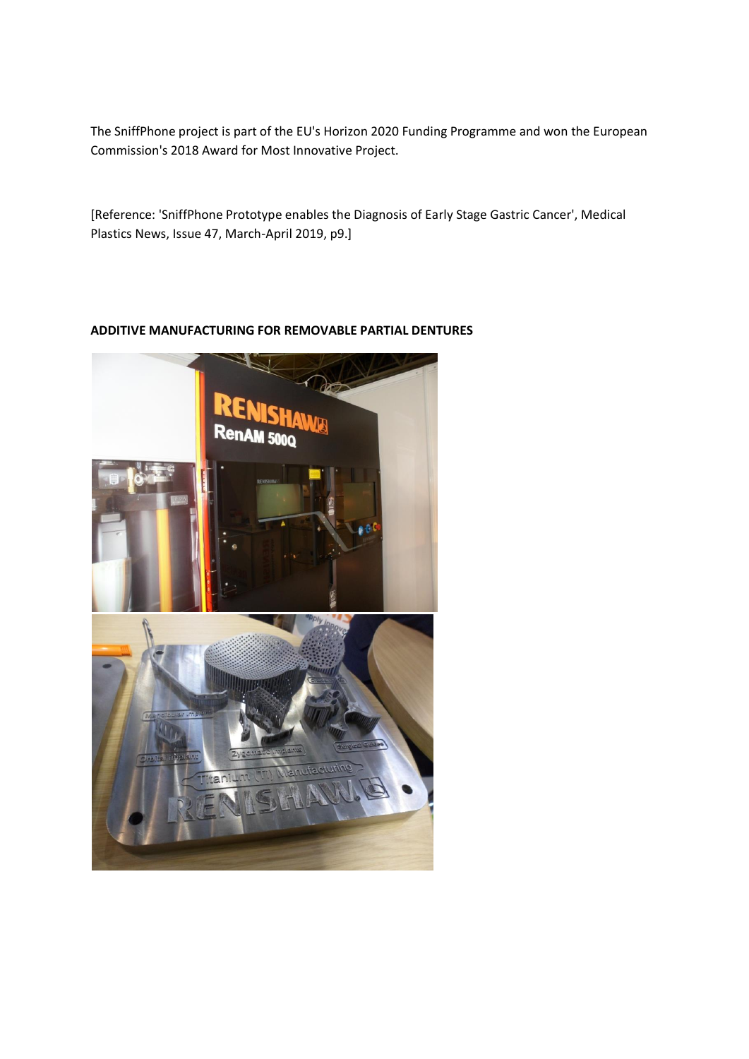The SniffPhone project is part of the EU's Horizon 2020 Funding Programme and won the European Commission's 2018 Award for Most Innovative Project.

[Reference: 'SniffPhone Prototype enables the Diagnosis of Early Stage Gastric Cancer', Medical Plastics News, Issue 47, March-April 2019, p9.]

**ADDITIVE MANUFACTURING FOR REMOVABLE PARTIAL DENTURES**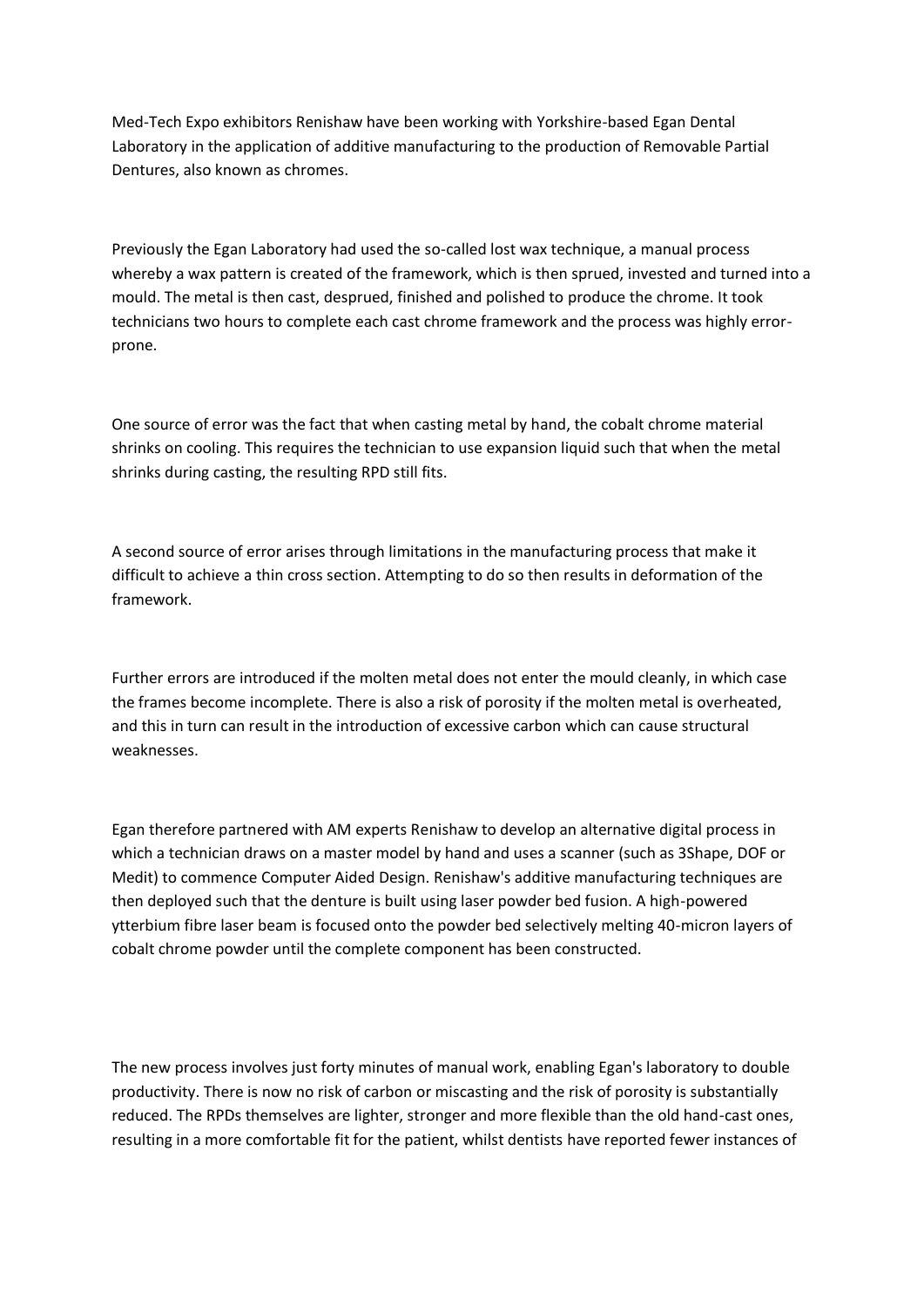Med-Tech Expo exhibitors Renishaw have been working with Yorkshire-based Egan Dental Laboratory in the application of additive manufacturing to the production of Removable Partial Dentures, also known as chromes.

Previously the Egan Laboratory had used the so-called lost wax technique, a manual process whereby a wax pattern is created of the framework, which is then sprued, invested and turned into a mould. The metal is then cast, desprued, finished and polished to produce the chrome. It took technicians two hours to complete each cast chrome framework and the process was highly error-prone.

One source of error was the fact that when casting metal by hand, the cobalt chrome material shrinks on cooling. This requires the technician to use expansion liquid such that when the metal shrinks during casting, the resulting RPD still fits.

A second source of error arises through limitations in the manufacturing process that make it difficult to achieve a thin cross section. Attempting to do so then results in deformation of the framework.

Further errors are introduced if the molten metal does not enter the mould cleanly, in which case the frames become incomplete. There is also a risk of porosity if the molten metal is overheated, and this in turn can result in the introduction of excessive carbon which can cause structural weaknesses.

Egan therefore partnered with AM experts Renishaw to develop an alternative digital process in which a technician draws on a master model by hand and uses a scanner (such as 3Shape, DOF or Medit) to commence Computer Aided Design. Renishaw's additive manufacturing techniques are then deployed such that the denture is built using laser powder bed fusion. A high-powered ytterbium fibre laser beam is focused onto the powder bed selectively melting 40-micron layers of cobalt chrome powder until the complete component has been constructed.

The new process involves just forty minutes of manual work, enabling Egan's laboratory to double productivity. There is now no risk of carbon or miscasting and the risk of porosity is substantially reduced. The RPDs themselves are lighter, stronger and more flexible than the old hand-cast ones, resulting in a more comfortable fit for the patient, whilst dentists have reported fewer instances of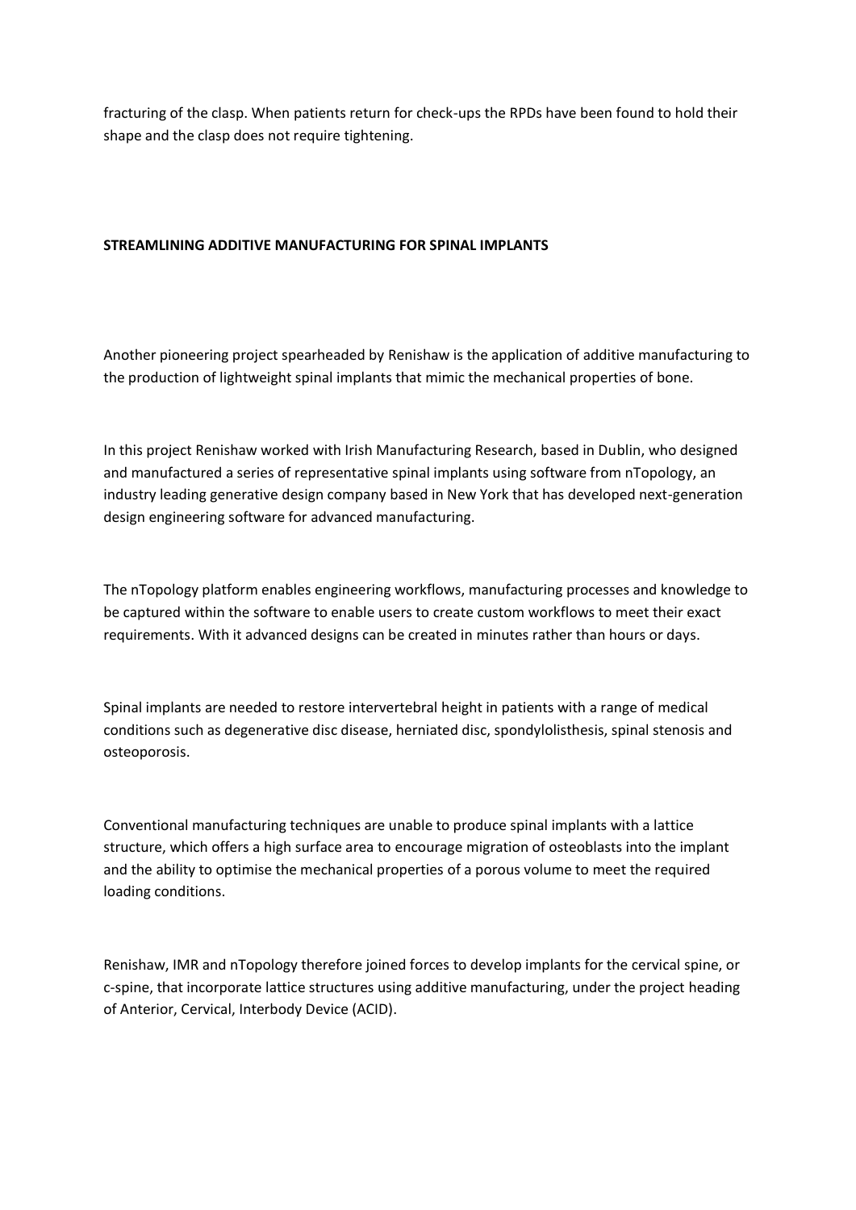fracturing of the clasp. When patients return for check-ups the RPDs have been found to hold their shape and the clasp does not require tightening.

## STREAMLINING ADDITIVE MANUFACTURING FOR SPINAL IMPLANTS

Another pioneering project spearheaded by Renishaw is the application of additive manufacturing to the production of lightweight spinal implants that mimic the mechanical properties of bone.

In this project Renishaw worked with Irish Manufacturing Research, based in Dublin, who designed and manufactured a series of representative spinal implants using software from nTopology, an industry leading generative design company based in New York that has developed next-generation design engineering software for advanced manufacturing.

The nTopology platform enables engineering workflows, manufacturing processes and knowledge to be captured within the software to enable users to create custom workflows to meet their exact requirements. With it advanced designs can be created in minutes rather than hours or days.

Spinal implants are needed to restore intervertebral height in patients with a range of medical conditions such as degenerative disc disease, herniated disc, spondylolisthesis, spinal stenosis and osteoporosis.

Conventional manufacturing techniques are unable to produce spinal implants with a lattice structure, which offers a high surface area to encourage migration of osteoblasts into the implant and the ability to optimise the mechanical properties of a porous volume to meet the required loading conditions.

Renishaw, IMR and nTopology therefore joined forces to develop implants for the cervical spine, or c-spine, that incorporate lattice structures using additive manufacturing, under the project heading of Anterior, Cervical, Interbody Device (ACID).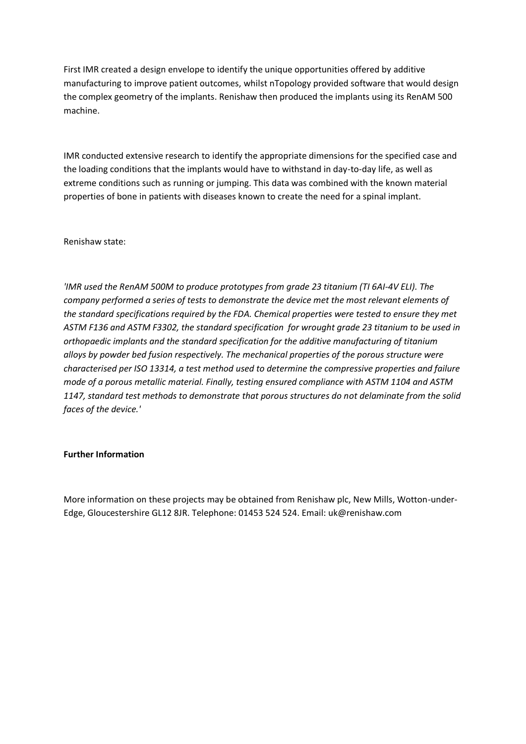First IMR created a design envelope to identify the unique opportunities offered by additive manufacturing to improve patient outcomes, whilst nTopology provided software that would design the complex geometry of the implants. Renishaw then produced the implants using its RenAM 500 machine.

IMR conducted extensive research to identify the appropriate dimensions for the specified case and the loading conditions that the implants would have to withstand in day-to-day life, as well as extreme conditions such as running or jumping. This data was combined with the known material properties of bone in patients with diseases known to create the need for a spinal implant.

Renishaw state:

*'IMR used the RenAM 500M to produce prototypes from grade 23 titanium (TI 6AI-4V ELI). The company performed a series of tests to demonstrate the device met the most relevant elements of the standard specifications required by the FDA. Chemical properties were tested to ensure they met ASTM F136 and ASTM F3302, the standard specification for wrought grade 23 titanium to be used in orthopaedic implants and the standard specification for the additive manufacturing of titanium alloys by powder bed fusion respectively. The mechanical properties of the porous structure were characterised per ISO 13314, a test method used to determine the compressive properties and failure mode of a porous metallic material. Finally, testing ensured compliance with ASTM 1104 and ASTM 1147, standard test methods to demonstrate that porous structures do not delaminate from the solid faces of the device.'*

**Further Information**

More information on these projects may be obtained from Renishaw plc, New Mills, Wotton-under-Edge, Gloucestershire GL12 8JR. Telephone: 01453 524 524. Email: uk@renishaw.com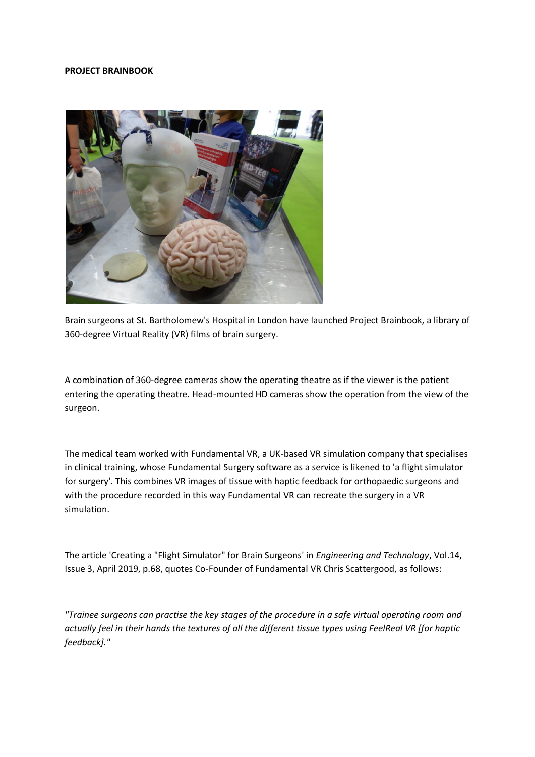**PROJECT BRAINBOOK**

Brain surgeons at St. Bartholomew's Hospital in London have launched Project Brainbook, a library of 360-degree Virtual Reality (VR) films of brain surgery.

A combination of 360-degree cameras show the operating theatre as if the viewer is the patient entering the operating theatre. Head-mounted HD cameras show the operation from the view of the surgeon.

The medical team worked with Fundamental VR, a UK-based VR simulation company that specialises in clinical training, whose Fundamental Surgery software as a service is likened to 'a flight simulator for surgery'. This combines VR images of tissue with haptic feedback for orthopaedic surgeons and with the procedure recorded in this way Fundamental VR can recreate the surgery in a VR simulation.

The article 'Creating a "Flight Simulator" for Brain Surgeons' in *Engineering and Technology*, Vol.14, Issue 3, April 2019, p.68, quotes Co-Founder of Fundamental VR Chris Scattergood, as follows:

*"Trainee surgeons can practise the key stages of the procedure in a safe virtual operating room and actually feel in their hands the textures of all the different tissue types using FeelReal VR [for haptic feedback]."*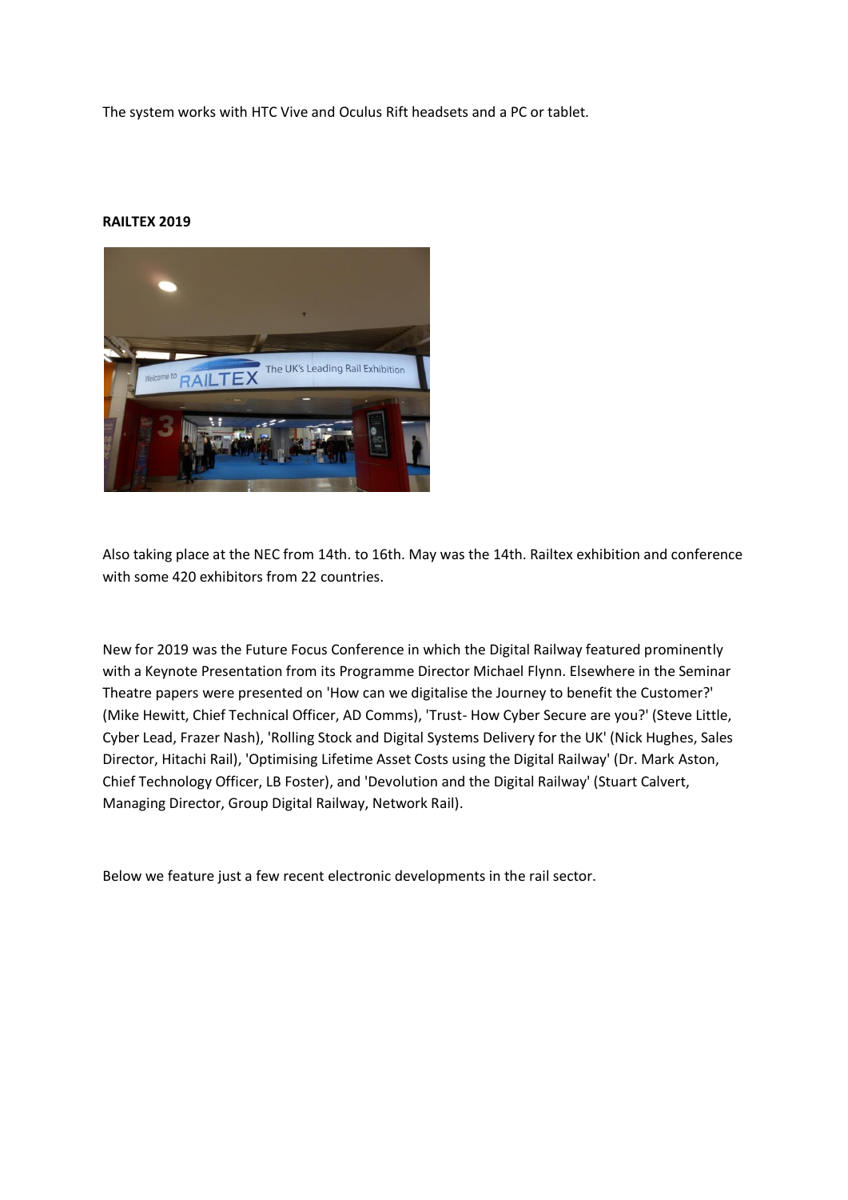The system works with HTC Vive and Oculus Rift headsets and a PC or tablet.

**RAILTEX 2019**

Also taking place at the NEC from 14th. to 16th. May was the 14th. Railtex exhibition and conference with some 420 exhibitors from 22 countries.

New for 2019 was the Future Focus Conference in which the Digital Railway featured prominently with a Keynote Presentation from its Programme Director Michael Flynn. Elsewhere in the Seminar Theatre papers were presented on 'How can we digitalise the Journey to benefit the Customer?' (Mike Hewitt, Chief Technical Officer, AD Comms), 'Trust- How Cyber Secure are you?' (Steve Little, Cyber Lead, Frazer Nash), 'Rolling Stock and Digital Systems Delivery for the UK' (Nick Hughes, Sales Director, Hitachi Rail), 'Optimising Lifetime Asset Costs using the Digital Railway' (Dr. Mark Aston, Chief Technology Officer, LB Foster), and 'Devolution and the Digital Railway' (Stuart Calvert, Managing Director, Group Digital Railway, Network Rail).

Below we feature just a few recent electronic developments in the rail sector.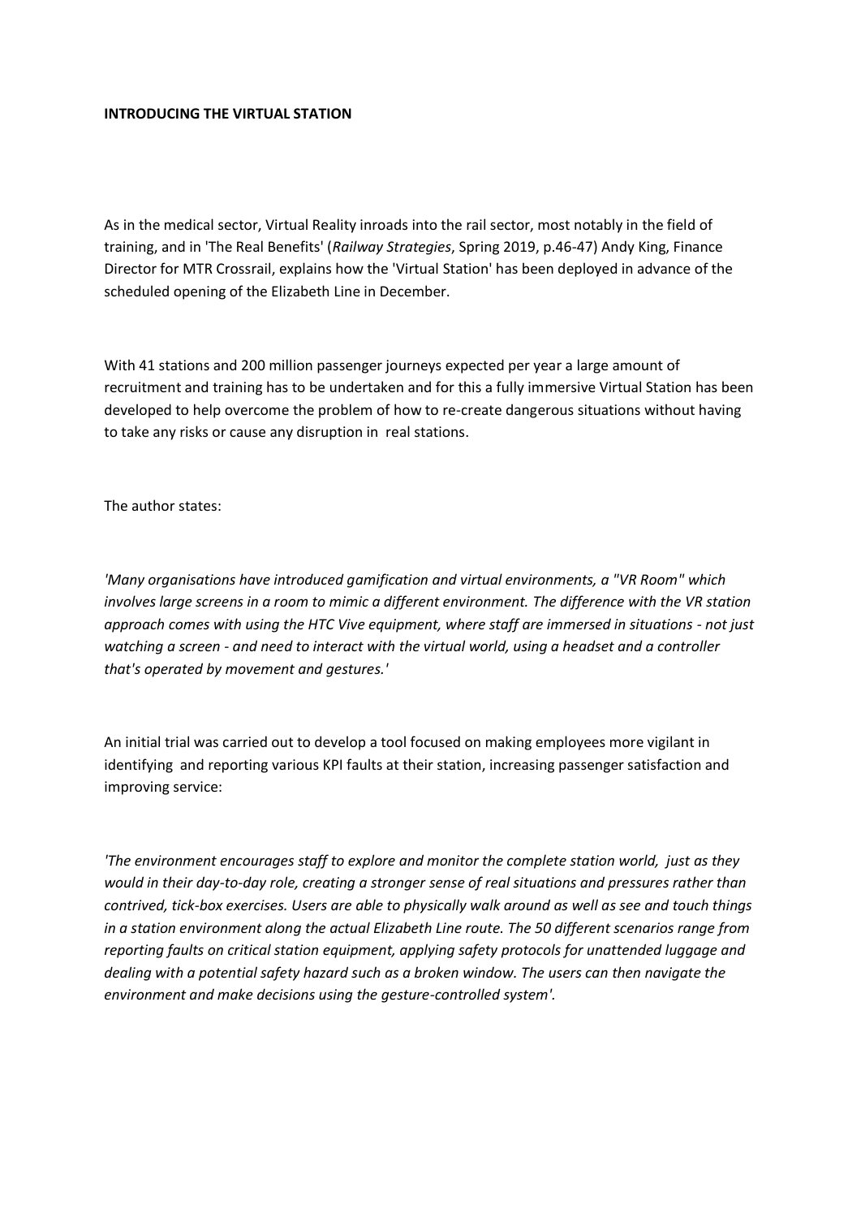**INTRODUCING THE VIRTUAL STATION**

As in the medical sector, Virtual Reality inroads into the rail sector, most notably in the field of training, and in 'The Real Benefits' (*Railway Strategies*, Spring 2019, p.46-47) Andy King, Finance Director for MTR Crossrail, explains how the 'Virtual Station' has been deployed in advance of the scheduled opening of the Elizabeth Line in December.

With 41 stations and 200 million passenger journeys expected per year a large amount of recruitment and training has to be undertaken and for this a fully immersive Virtual Station has been developed to help overcome the problem of how to re-create dangerous situations without having to take any risks or cause any disruption in real stations.

The author states:

*'Many organisations have introduced gamification and virtual environments, a "VR Room" which involves large screens in a room to mimic a different environment. The difference with the VR station approach comes with using the HTC Vive equipment, where staff are immersed in situations - not just watching a screen - and need to interact with the virtual world, using a headset and a controller that's operated by movement and gestures.'*

An initial trial was carried out to develop a tool focused on making employees more vigilant in identifying and reporting various KPI faults at their station, increasing passenger satisfaction and improving service:

*'The environment encourages staff to explore and monitor the complete station world, just as they would in their day-to-day role, creating a stronger sense of real situations and pressures rather than contrived, tick-box exercises. Users are able to physically walk around as well as see and touch things in a station environment along the actual Elizabeth Line route. The 50 different scenarios range from reporting faults on critical station equipment, applying safety protocols for unattended luggage and dealing with a potential safety hazard such as a broken window. The users can then navigate the environment and make decisions using the gesture-controlled system'.*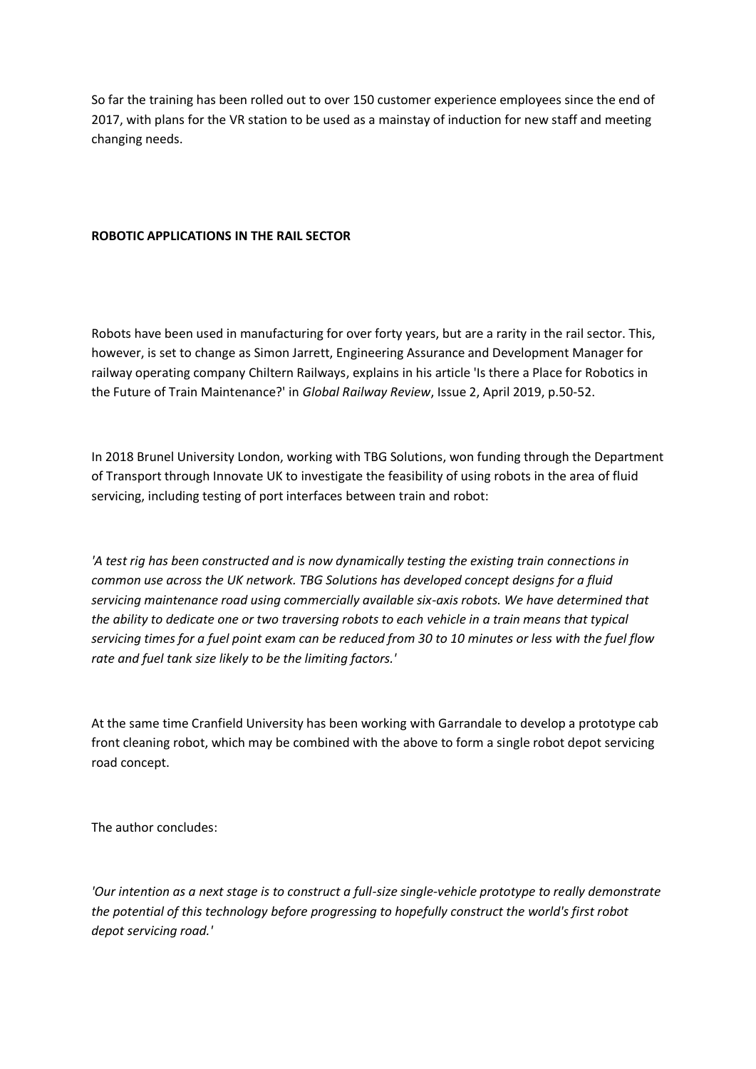So far the training has been rolled out to over 150 customer experience employees since the end of 2017, with plans for the VR station to be used as a mainstay of induction for new staff and meeting changing needs.

**ROBOTIC APPLICATIONS IN THE RAIL SECTOR**

Robots have been used in manufacturing for over forty years, but are a rarity in the rail sector. This, however, is set to change as Simon Jarrett, Engineering Assurance and Development Manager for railway operating company Chiltern Railways, explains in his article 'Is there a Place for Robotics in the Future of Train Maintenance?' in *Global Railway Review*, Issue 2, April 2019, p.50-52.

In 2018 Brunel University London, working with TBG Solutions, won funding through the Department of Transport through Innovate UK to investigate the feasibility of using robots in the area of fluid servicing, including testing of port interfaces between train and robot:

*'A test rig has been constructed and is now dynamically testing the existing train connections in common use across the UK network. TBG Solutions has developed concept designs for a fluid servicing maintenance road using commercially available six-axis robots. We have determined that the ability to dedicate one or two traversing robots to each vehicle in a train means that typical servicing times for a fuel point exam can be reduced from 30 to 10 minutes or less with the fuel flow rate and fuel tank size likely to be the limiting factors.'*

At the same time Cranfield University has been working with Garrandale to develop a prototype cab front cleaning robot, which may be combined with the above to form a single robot depot servicing road concept.

The author concludes:

*'Our intention as a next stage is to construct a full-size single-vehicle prototype to really demonstrate the potential of this technology before progressing to hopefully construct the world's first robot depot servicing road.'*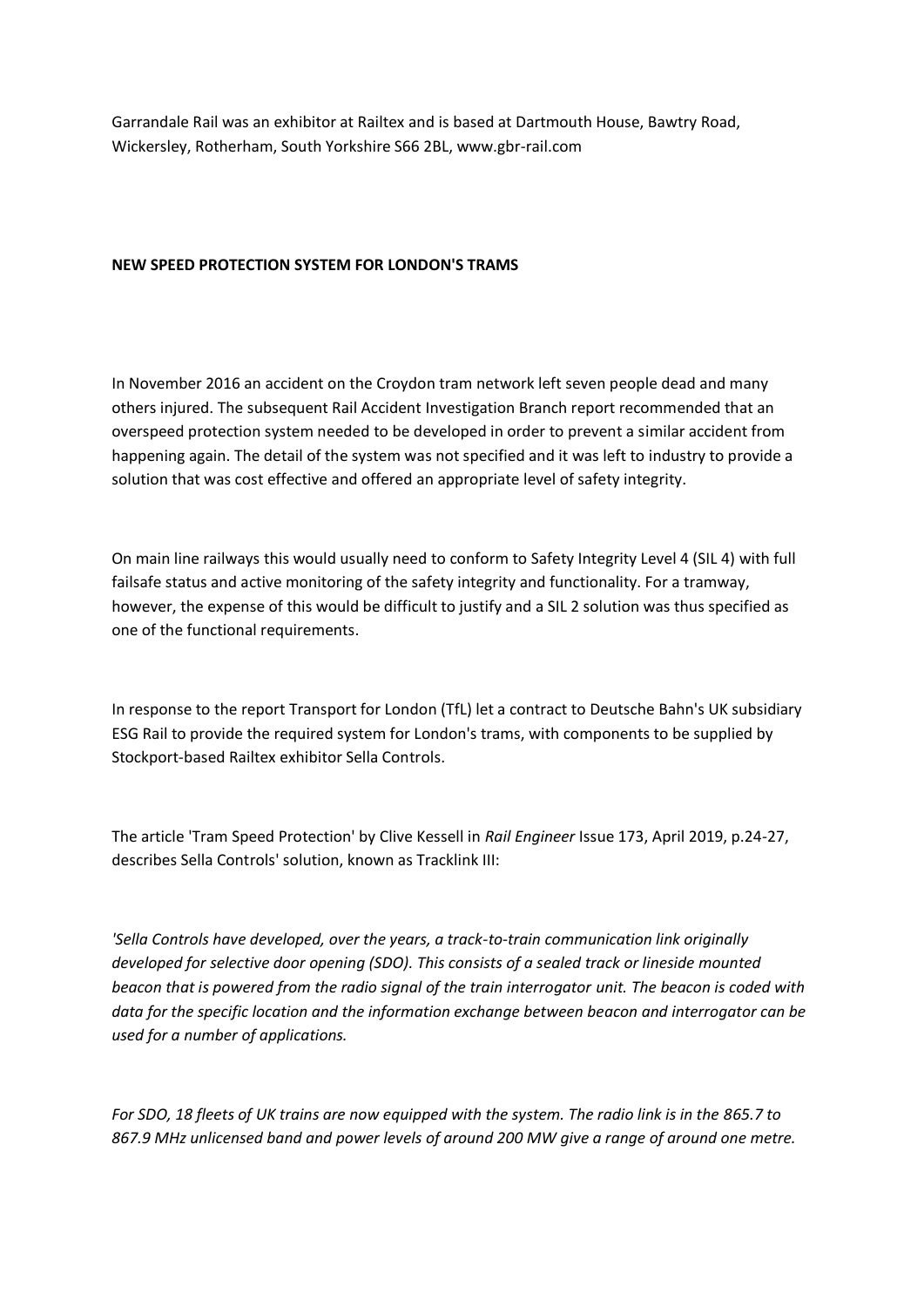Garrandale Rail was an exhibitor at Railtex and is based at Dartmouth House, Bawtry Road, Wickersley, Rotherham, South Yorkshire S66 2BL, www.gbr-rail.com

**NEW SPEED PROTECTION SYSTEM FOR LONDON'S TRAMS**

In November 2016 an accident on the Croydon tram network left seven people dead and many others injured. The subsequent Rail Accident Investigation Branch report recommended that an overspeed protection system needed to be developed in order to prevent a similar accident from happening again. The detail of the system was not specified and it was left to industry to provide a solution that was cost effective and offered an appropriate level of safety integrity.

On main line railways this would usually need to conform to Safety Integrity Level 4 (SIL 4) with full failsafe status and active monitoring of the safety integrity and functionality. For a tramway, however, the expense of this would be difficult to justify and a SIL 2 solution was thus specified as one of the functional requirements.

In response to the report Transport for London (TfL) let a contract to Deutsche Bahn's UK subsidiary ESG Rail to provide the required system for London's trams, with components to be supplied by Stockport-based Railtex exhibitor Sella Controls.

The article 'Tram Speed Protection' by Clive Kessell in *Rail Engineer* Issue 173, April 2019, p.24-27, describes Sella Controls' solution, known as Tracklink III:

*'Sella Controls have developed, over the years, a track-to-train communication link originally developed for selective door opening (SDO). This consists of a sealed track or lineside mounted beacon that is powered from the radio signal of the train interrogator unit. The beacon is coded with data for the specific location and the information exchange between beacon and interrogator can be used for a number of applications.*

*For SDO, 18 fleets of UK trains are now equipped with the system. The radio link is in the 865.7 to 867.9 MHz unlicensed band and power levels of around 200 MW give a range of around one metre.*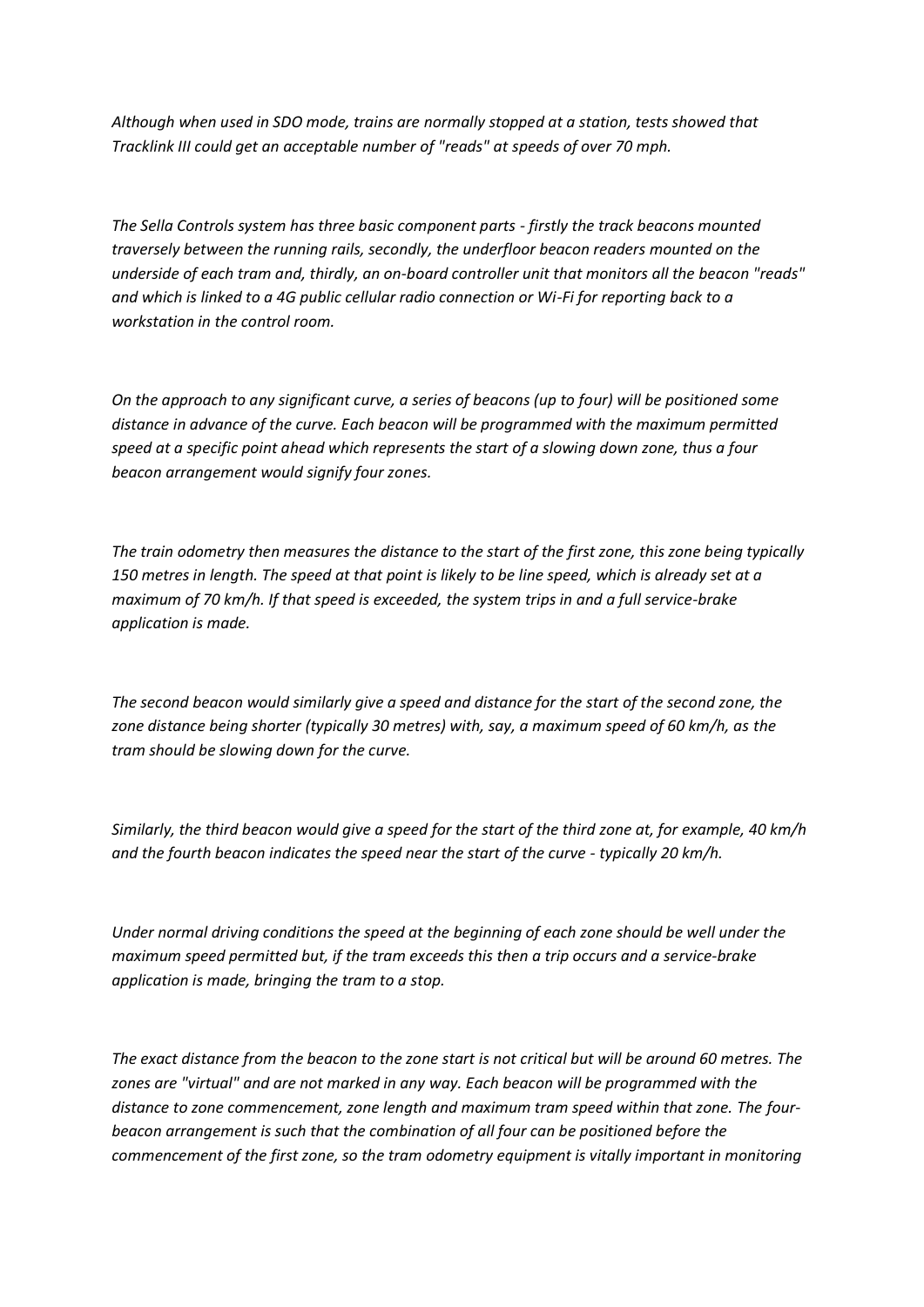*Although when used in SDO mode, trains are normally stopped at a station, tests showed that Tracklink III could get an acceptable number of "reads" at speeds of over 70 mph.*

*The Sella Controls system has three basic component parts - firstly the track beacons mounted traversely between the running rails, secondly, the underfloor beacon readers mounted on the underside of each tram and, thirdly, an on-board controller unit that monitors all the beacon "reads" and which is linked to a 4G public cellular radio connection or Wi-Fi for reporting back to a workstation in the control room.*

*On the approach to any significant curve, a series of beacons (up to four) will be positioned some distance in advance of the curve. Each beacon will be programmed with the maximum permitted speed at a specific point ahead which represents the start of a slowing down zone, thus a four beacon arrangement would signify four zones.*

*The train odometry then measures the distance to the start of the first zone, this zone being typically 150 metres in length. The speed at that point is likely to be line speed, which is already set at a maximum of 70 km/h. If that speed is exceeded, the system trips in and a full service-brake application is made.*

*The second beacon would similarly give a speed and distance for the start of the second zone, the zone distance being shorter (typically 30 metres) with, say, a maximum speed of 60 km/h, as the tram should be slowing down for the curve.*

*Similarly, the third beacon would give a speed for the start of the third zone at, for example, 40 km/h and the fourth beacon indicates the speed near the start of the curve - typically 20 km/h.*

*Under normal driving conditions the speed at the beginning of each zone should be well under the maximum speed permitted but, if the tram exceeds this then a trip occurs and a service-brake application is made, bringing the tram to a stop.*

*The exact distance from the beacon to the zone start is not critical but will be around 60 metres. The zones are "virtual" and are not marked in any way. Each beacon will be programmed with the distance to zone commencement, zone length and maximum tram speed within that zone. The four-beacon arrangement is such that the combination of all four can be positioned before the commencement of the first zone, so the tram odometry equipment is vitally important in monitoring*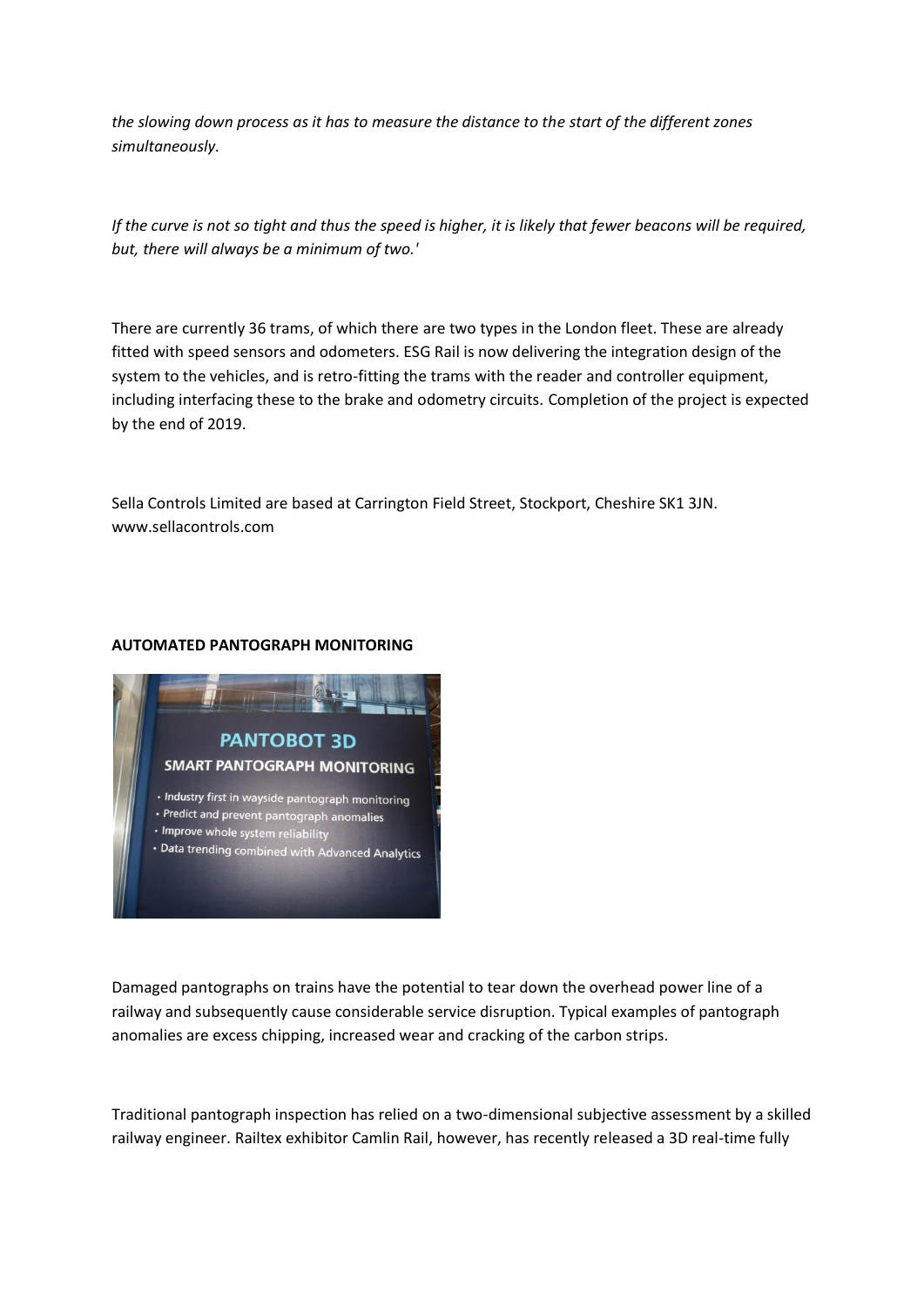*the slowing down process as it has to measure the distance to the start of the different zones simultaneously.*

*If the curve is not so tight and thus the speed is higher, it is likely that fewer beacons will be required, but, there will always be a minimum of two.'*

There are currently 36 trams, of which there are two types in the London fleet. These are already fitted with speed sensors and odometers. ESG Rail is now delivering the integration design of the system to the vehicles, and is retro-fitting the trams with the reader and controller equipment, including interfacing these to the brake and odometry circuits. Completion of the project is expected by the end of 2019.

Sella Controls Limited are based at Carrington Field Street, Stockport, Cheshire SK1 3JN. www.sellacontrols.com

**AUTOMATED PANTOGRAPH MONITORING**

Damaged pantographs on trains have the potential to tear down the overhead power line of a railway and subsequently cause considerable service disruption. Typical examples of pantograph anomalies are excess chipping, increased wear and cracking of the carbon strips.

Traditional pantograph inspection has relied on a two-dimensional subjective assessment by a skilled railway engineer. Railtex exhibitor Camlin Rail, however, has recently released a 3D real-time fully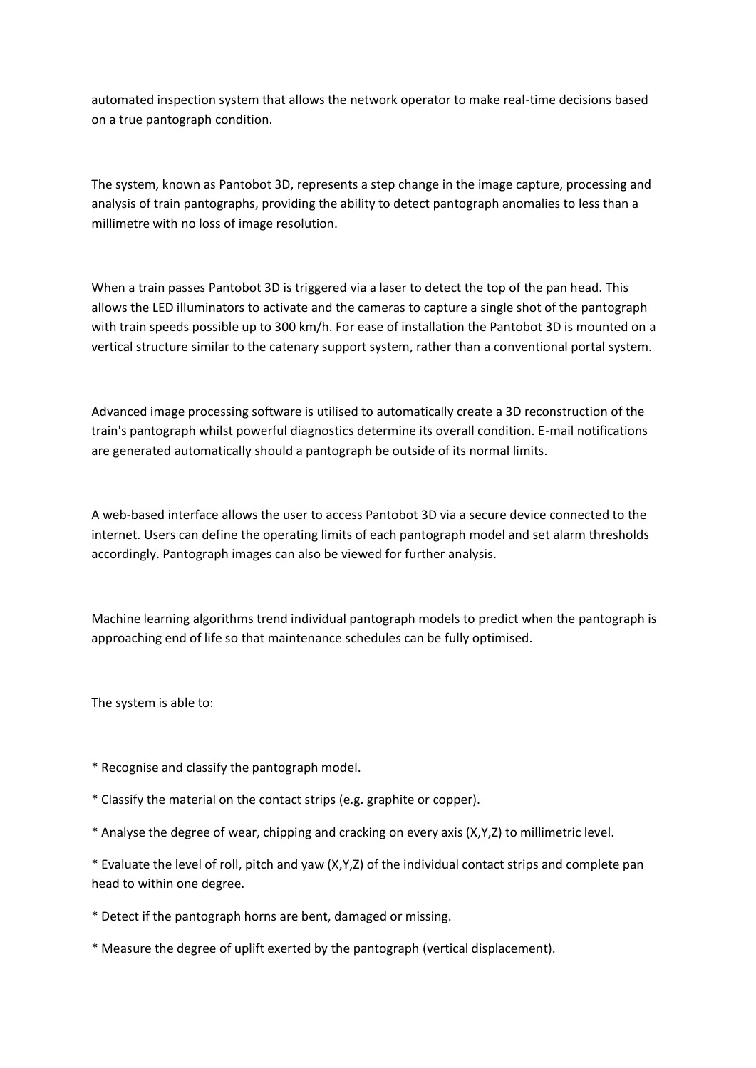automated inspection system that allows the network operator to make real-time decisions based on a true pantograph condition.

The system, known as Pantobot 3D, represents a step change in the image capture, processing and analysis of train pantographs, providing the ability to detect pantograph anomalies to less than a millimetre with no loss of image resolution.

When a train passes Pantobot 3D is triggered via a laser to detect the top of the pan head. This allows the LED illuminators to activate and the cameras to capture a single shot of the pantograph with train speeds possible up to 300 km/h. For ease of installation the Pantobot 3D is mounted on a vertical structure similar to the catenary support system, rather than a conventional portal system.

Advanced image processing software is utilised to automatically create a 3D reconstruction of the train's pantograph whilst powerful diagnostics determine its overall condition. E-mail notifications are generated automatically should a pantograph be outside of its normal limits.

A web-based interface allows the user to access Pantobot 3D via a secure device connected to the internet. Users can define the operating limits of each pantograph model and set alarm thresholds accordingly. Pantograph images can also be viewed for further analysis.

Machine learning algorithms trend individual pantograph models to predict when the pantograph is approaching end of life so that maintenance schedules can be fully optimised.

The system is able to:

* Recognise and classify the pantograph model.
* Classify the material on the contact strips (e.g. graphite or copper).
* Analyse the degree of wear, chipping and cracking on every axis (X,Y,Z) to millimetric level.
* Evaluate the level of roll, pitch and yaw (X,Y,Z) of the individual contact strips and complete pan head to within one degree.
* Detect if the pantograph horns are bent, damaged or missing.
* Measure the degree of uplift exerted by the pantograph (vertical displacement).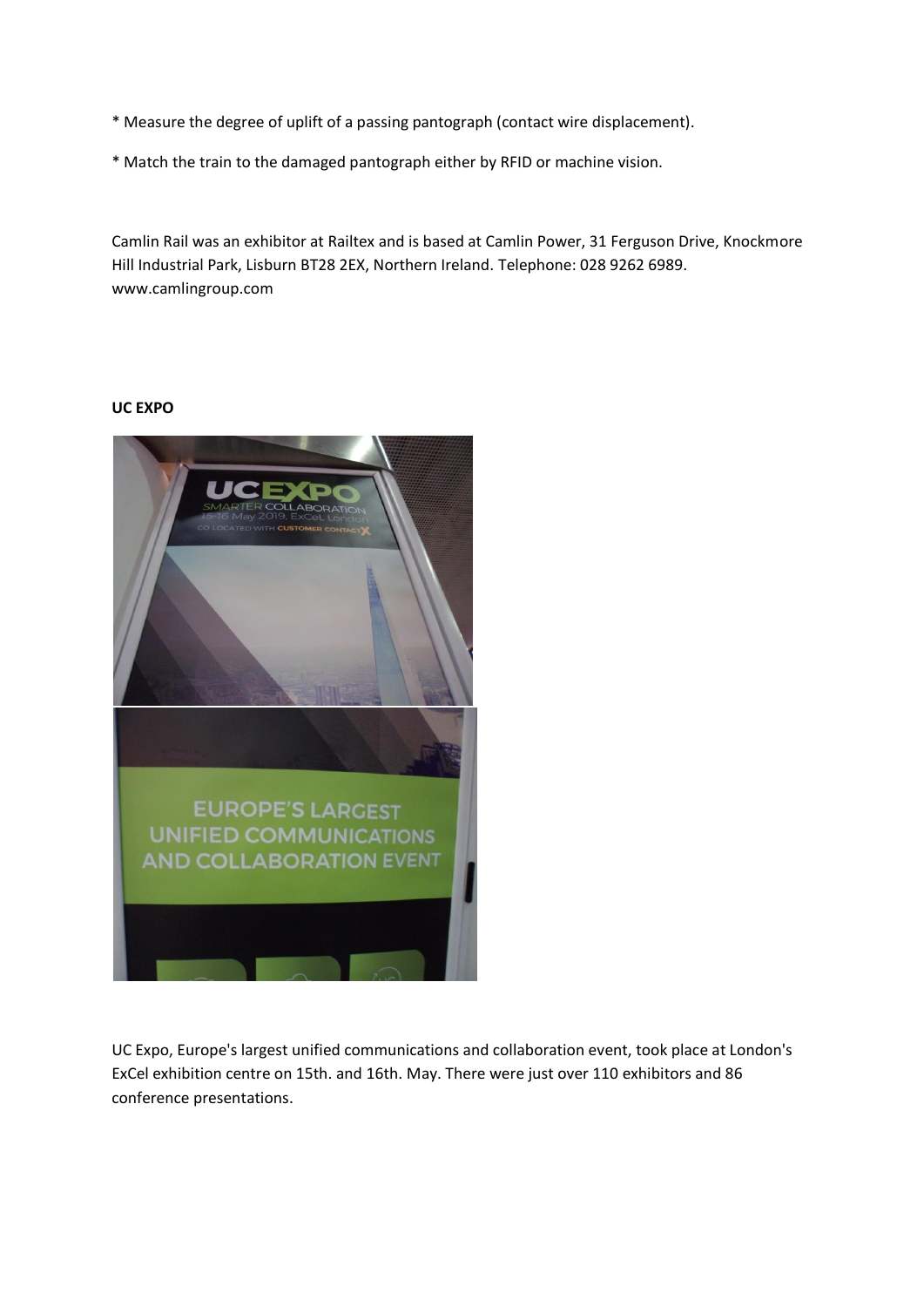* Measure the degree of uplift of a passing pantograph (contact wire displacement).

* Match the train to the damaged pantograph either by RFID or machine vision.

Camlin Rail was an exhibitor at Railtex and is based at Camlin Power, 31 Ferguson Drive, Knockmore Hill Industrial Park, Lisburn BT28 2EX, Northern Ireland. Telephone: 028 9262 6989. www.camlingroup.com

**UC EXPO**

UC Expo, Europe's largest unified communications and collaboration event, took place at London's ExCel exhibition centre on 15th. and 16th. May. There were just over 110 exhibitors and 86 conference presentations.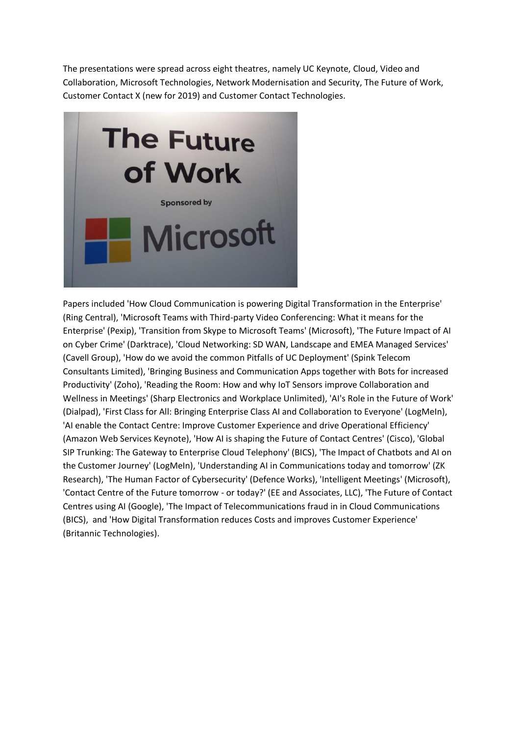The presentations were spread across eight theatres, namely UC Keynote, Cloud, Video and Collaboration, Microsoft Technologies, Network Modernisation and Security, The Future of Work, Customer Contact X (new for 2019) and Customer Contact Technologies.

Papers included 'How Cloud Communication is powering Digital Transformation in the Enterprise' (Ring Central), 'Microsoft Teams with Third-party Video Conferencing: What it means for the Enterprise' (Pexip), 'Transition from Skype to Microsoft Teams' (Microsoft), 'The Future Impact of AI on Cyber Crime' (Darktrace), 'Cloud Networking: SD WAN, Landscape and EMEA Managed Services' (Cavell Group), 'How do we avoid the common Pitfalls of UC Deployment' (Spink Telecom Consultants Limited), 'Bringing Business and Communication Apps together with Bots for increased Productivity' (Zoho), 'Reading the Room: How and why IoT Sensors improve Collaboration and Wellness in Meetings' (Sharp Electronics and Workplace Unlimited), 'AI's Role in the Future of Work' (Dialpad), 'First Class for All: Bringing Enterprise Class AI and Collaboration to Everyone' (LogMeIn), 'AI enable the Contact Centre: Improve Customer Experience and drive Operational Efficiency' (Amazon Web Services Keynote), 'How AI is shaping the Future of Contact Centres' (Cisco), 'Global SIP Trunking: The Gateway to Enterprise Cloud Telephony' (BICS), 'The Impact of Chatbots and AI on the Customer Journey' (LogMeIn), 'Understanding AI in Communications today and tomorrow' (ZK Research), 'The Human Factor of Cybersecurity' (Defence Works), 'Intelligent Meetings' (Microsoft), 'Contact Centre of the Future tomorrow - or today?' (EE and Associates, LLC), 'The Future of Contact Centres using AI (Google), 'The Impact of Telecommunications fraud in in Cloud Communications (BICS), and 'How Digital Transformation reduces Costs and improves Customer Experience' (Britannic Technologies).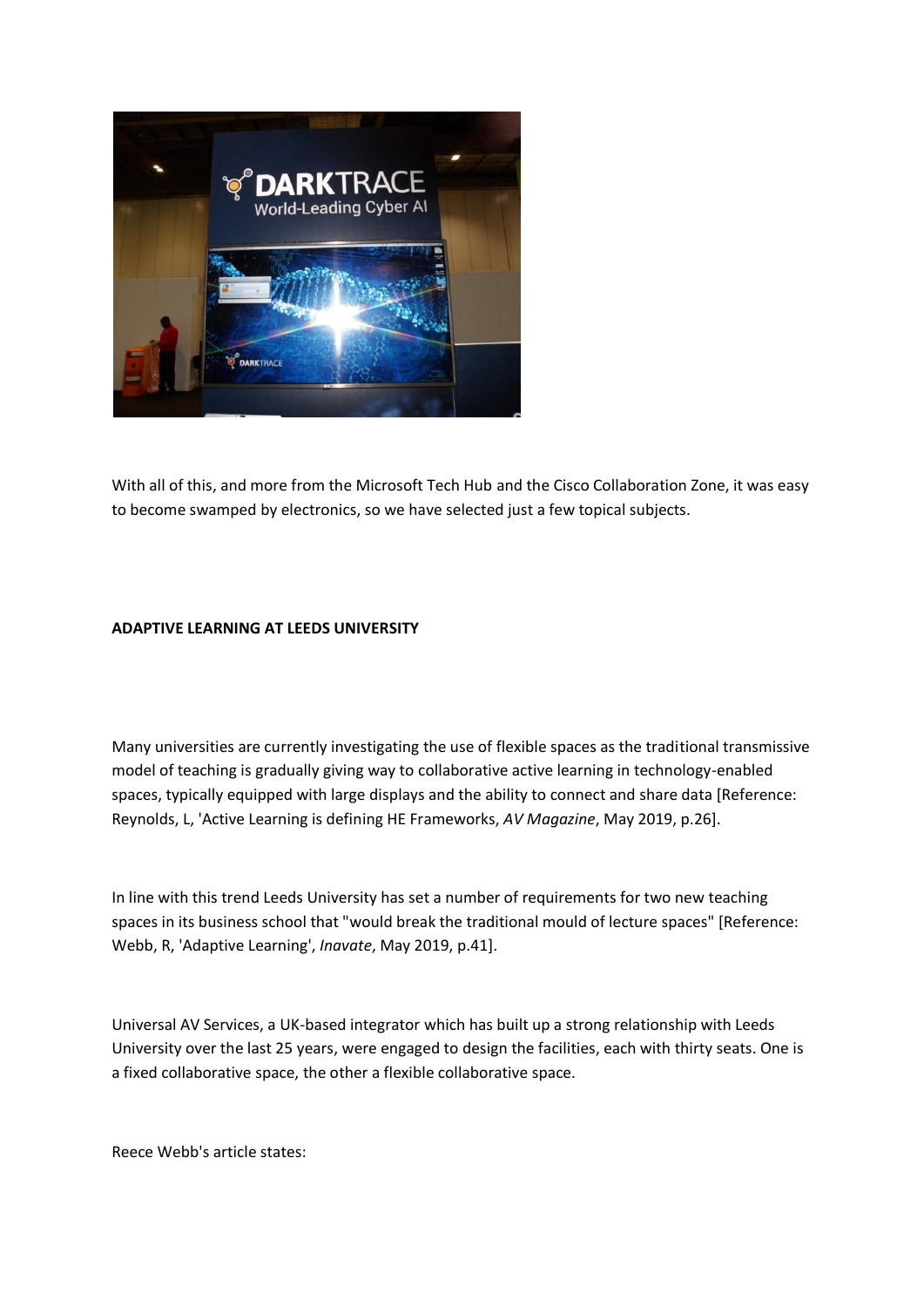With all of this, and more from the Microsoft Tech Hub and the Cisco Collaboration Zone, it was easy to become swamped by electronics, so we have selected just a few topical subjects.

**ADAPTIVE LEARNING AT LEEDS UNIVERSITY**

Many universities are currently investigating the use of flexible spaces as the traditional transmissive model of teaching is gradually giving way to collaborative active learning in technology-enabled spaces, typically equipped with large displays and the ability to connect and share data [Reference: Reynolds, L, 'Active Learning is defining HE Frameworks, *AV Magazine*, May 2019, p.26].

In line with this trend Leeds University has set a number of requirements for two new teaching spaces in its business school that "would break the traditional mould of lecture spaces" [Reference: Webb, R, 'Adaptive Learning', *Inavate*, May 2019, p.41].

Universal AV Services, a UK-based integrator which has built up a strong relationship with Leeds University over the last 25 years, were engaged to design the facilities, each with thirty seats. One is a fixed collaborative space, the other a flexible collaborative space.

Reece Webb's article states: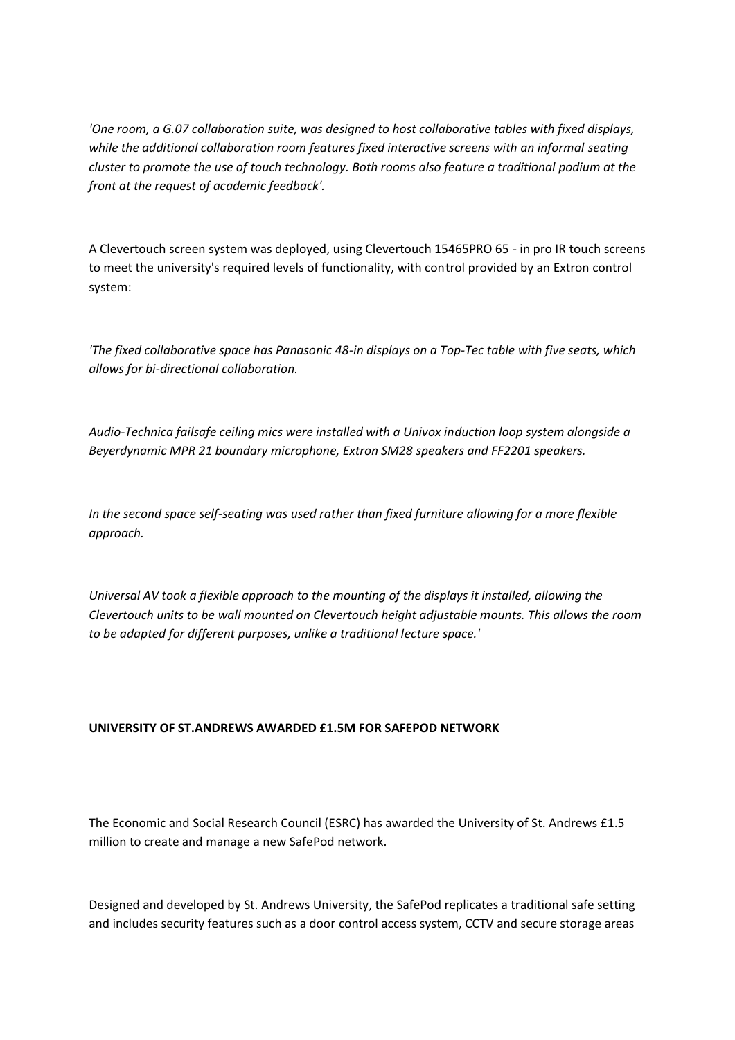*'One room, a G.07 collaboration suite, was designed to host collaborative tables with fixed displays, while the additional collaboration room features fixed interactive screens with an informal seating cluster to promote the use of touch technology. Both rooms also feature a traditional podium at the front at the request of academic feedback'.*

A Clevertouch screen system was deployed, using Clevertouch 15465PRO 65 - in pro IR touch screens to meet the university's required levels of functionality, with control provided by an Extron control system:

*'The fixed collaborative space has Panasonic 48-in displays on a Top-Tec table with five seats, which allows for bi-directional collaboration.*

*Audio-Technica failsafe ceiling mics were installed with a Univox induction loop system alongside a Beyerdynamic MPR 21 boundary microphone, Extron SM28 speakers and FF2201 speakers.*

*In the second space self-seating was used rather than fixed furniture allowing for a more flexible approach.*

*Universal AV took a flexible approach to the mounting of the displays it installed, allowing the Clevertouch units to be wall mounted on Clevertouch height adjustable mounts. This allows the room to be adapted for different purposes, unlike a traditional lecture space.'*

**UNIVERSITY OF ST.ANDREWS AWARDED £1.5M FOR SAFEPOD NETWORK**

The Economic and Social Research Council (ESRC) has awarded the University of St. Andrews £1.5 million to create and manage a new SafePod network.

Designed and developed by St. Andrews University, the SafePod replicates a traditional safe setting and includes security features such as a door control access system, CCTV and secure storage areas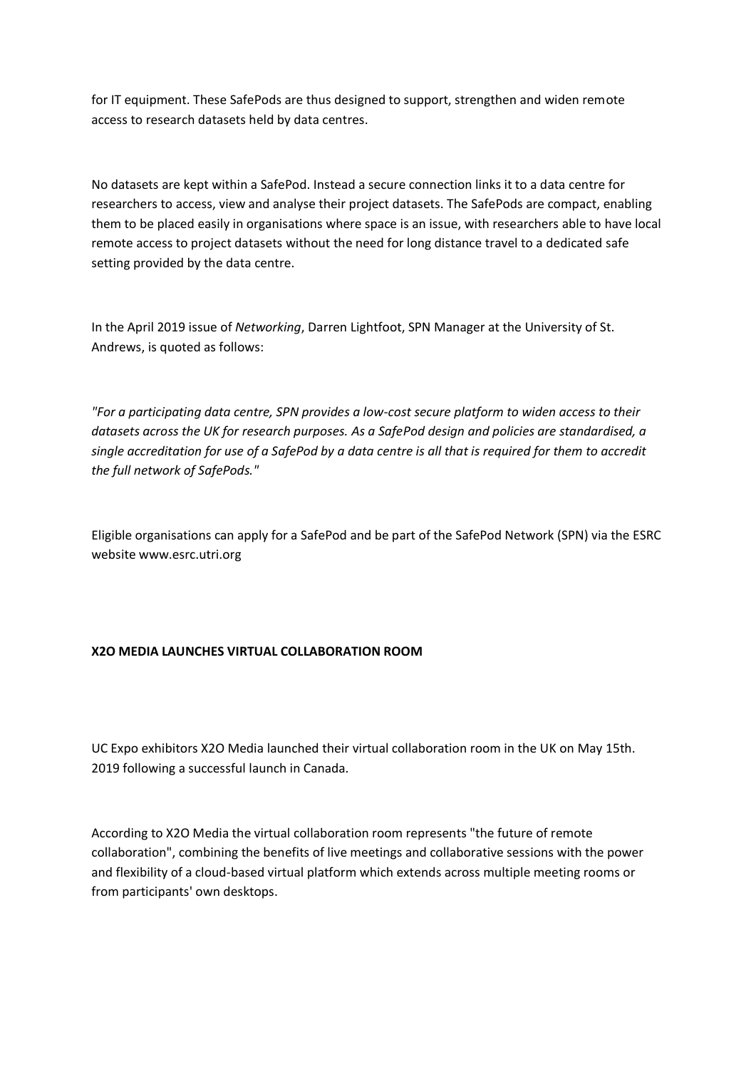for IT equipment. These SafePods are thus designed to support, strengthen and widen remote access to research datasets held by data centres.

No datasets are kept within a SafePod. Instead a secure connection links it to a data centre for researchers to access, view and analyse their project datasets. The SafePods are compact, enabling them to be placed easily in organisations where space is an issue, with researchers able to have local remote access to project datasets without the need for long distance travel to a dedicated safe setting provided by the data centre.

In the April 2019 issue of *Networking*, Darren Lightfoot, SPN Manager at the University of St. Andrews, is quoted as follows:

*"For a participating data centre, SPN provides a low-cost secure platform to widen access to their datasets across the UK for research purposes. As a SafePod design and policies are standardised, a single accreditation for use of a SafePod by a data centre is all that is required for them to accredit the full network of SafePods."*

Eligible organisations can apply for a SafePod and be part of the SafePod Network (SPN) via the ESRC website www.esrc.utri.org

**X2O MEDIA LAUNCHES VIRTUAL COLLABORATION ROOM**

UC Expo exhibitors X2O Media launched their virtual collaboration room in the UK on May 15th. 2019 following a successful launch in Canada.

According to X2O Media the virtual collaboration room represents "the future of remote collaboration", combining the benefits of live meetings and collaborative sessions with the power and flexibility of a cloud-based virtual platform which extends across multiple meeting rooms or from participants' own desktops.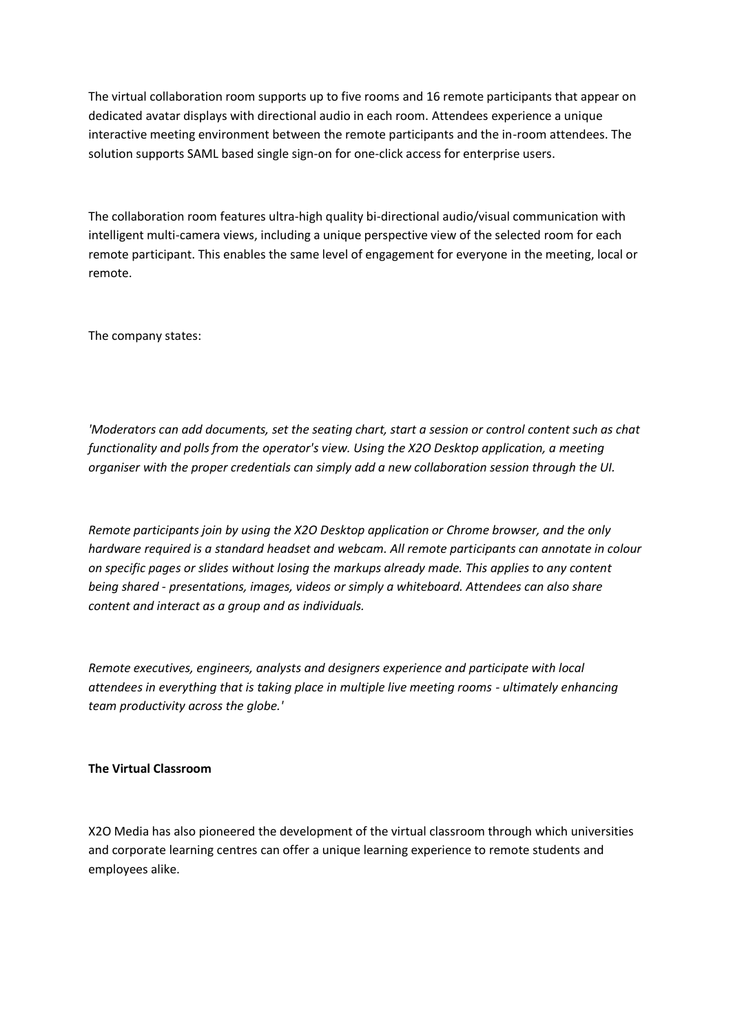The virtual collaboration room supports up to five rooms and 16 remote participants that appear on dedicated avatar displays with directional audio in each room. Attendees experience a unique interactive meeting environment between the remote participants and the in-room attendees. The solution supports SAML based single sign-on for one-click access for enterprise users.

The collaboration room features ultra-high quality bi-directional audio/visual communication with intelligent multi-camera views, including a unique perspective view of the selected room for each remote participant. This enables the same level of engagement for everyone in the meeting, local or remote.

The company states:

*'Moderators can add documents, set the seating chart, start a session or control content such as chat functionality and polls from the operator's view. Using the X2O Desktop application, a meeting organiser with the proper credentials can simply add a new collaboration session through the UI.*

*Remote participants join by using the X2O Desktop application or Chrome browser, and the only hardware required is a standard headset and webcam. All remote participants can annotate in colour on specific pages or slides without losing the markups already made. This applies to any content being shared - presentations, images, videos or simply a whiteboard. Attendees can also share content and interact as a group and as individuals.*

*Remote executives, engineers, analysts and designers experience and participate with local attendees in everything that is taking place in multiple live meeting rooms - ultimately enhancing team productivity across the globe.'*

**The Virtual Classroom**

X2O Media has also pioneered the development of the virtual classroom through which universities and corporate learning centres can offer a unique learning experience to remote students and employees alike.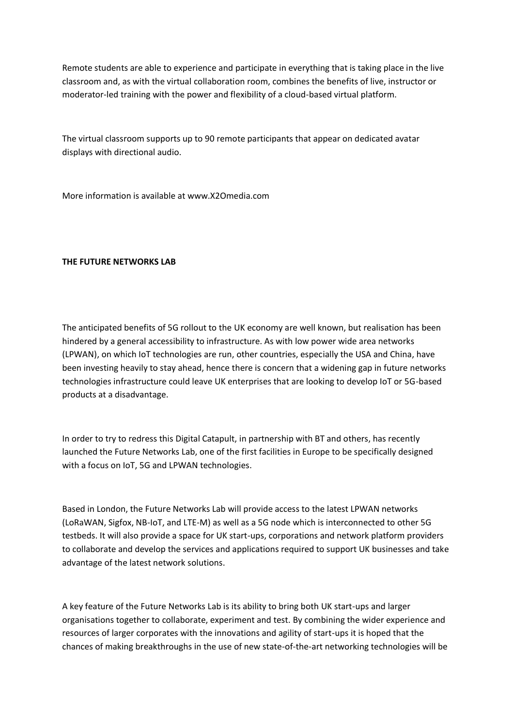Remote students are able to experience and participate in everything that is taking place in the live classroom and, as with the virtual collaboration room, combines the benefits of live, instructor or moderator-led training with the power and flexibility of a cloud-based virtual platform.

The virtual classroom supports up to 90 remote participants that appear on dedicated avatar displays with directional audio.

More information is available at www.X2Omedia.com

## THE FUTURE NETWORKS LAB

The anticipated benefits of 5G rollout to the UK economy are well known, but realisation has been hindered by a general accessibility to infrastructure. As with low power wide area networks (LPWAN), on which IoT technologies are run, other countries, especially the USA and China, have been investing heavily to stay ahead, hence there is concern that a widening gap in future networks technologies infrastructure could leave UK enterprises that are looking to develop IoT or 5G-based products at a disadvantage.

In order to try to redress this Digital Catapult, in partnership with BT and others, has recently launched the Future Networks Lab, one of the first facilities in Europe to be specifically designed with a focus on IoT, 5G and LPWAN technologies.

Based in London, the Future Networks Lab will provide access to the latest LPWAN networks (LoRaWAN, Sigfox, NB-IoT, and LTE-M) as well as a 5G node which is interconnected to other 5G testbeds. It will also provide a space for UK start-ups, corporations and network platform providers to collaborate and develop the services and applications required to support UK businesses and take advantage of the latest network solutions.

A key feature of the Future Networks Lab is its ability to bring both UK start-ups and larger organisations together to collaborate, experiment and test. By combining the wider experience and resources of larger corporates with the innovations and agility of start-ups it is hoped that the chances of making breakthroughs in the use of new state-of-the-art networking technologies will be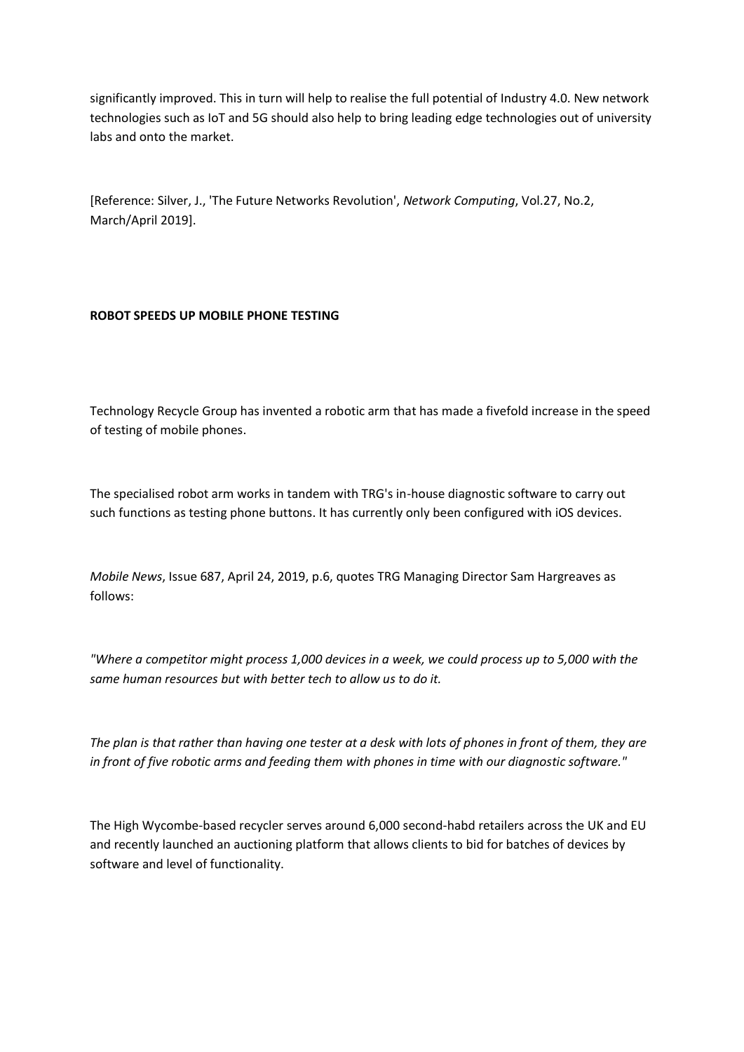significantly improved. This in turn will help to realise the full potential of Industry 4.0. New network technologies such as IoT and 5G should also help to bring leading edge technologies out of university labs and onto the market.

[Reference: Silver, J., 'The Future Networks Revolution', *Network Computing*, Vol.27, No.2, March/April 2019].

**ROBOT SPEEDS UP MOBILE PHONE TESTING**

Technology Recycle Group has invented a robotic arm that has made a fivefold increase in the speed of testing of mobile phones.

The specialised robot arm works in tandem with TRG's in-house diagnostic software to carry out such functions as testing phone buttons. It has currently only been configured with iOS devices.

*Mobile News*, Issue 687, April 24, 2019, p.6, quotes TRG Managing Director Sam Hargreaves as follows:

*"Where a competitor might process 1,000 devices in a week, we could process up to 5,000 with the same human resources but with better tech to allow us to do it.*

*The plan is that rather than having one tester at a desk with lots of phones in front of them, they are in front of five robotic arms and feeding them with phones in time with our diagnostic software."*

The High Wycombe-based recycler serves around 6,000 second-habd retailers across the UK and EU and recently launched an auctioning platform that allows clients to bid for batches of devices by software and level of functionality.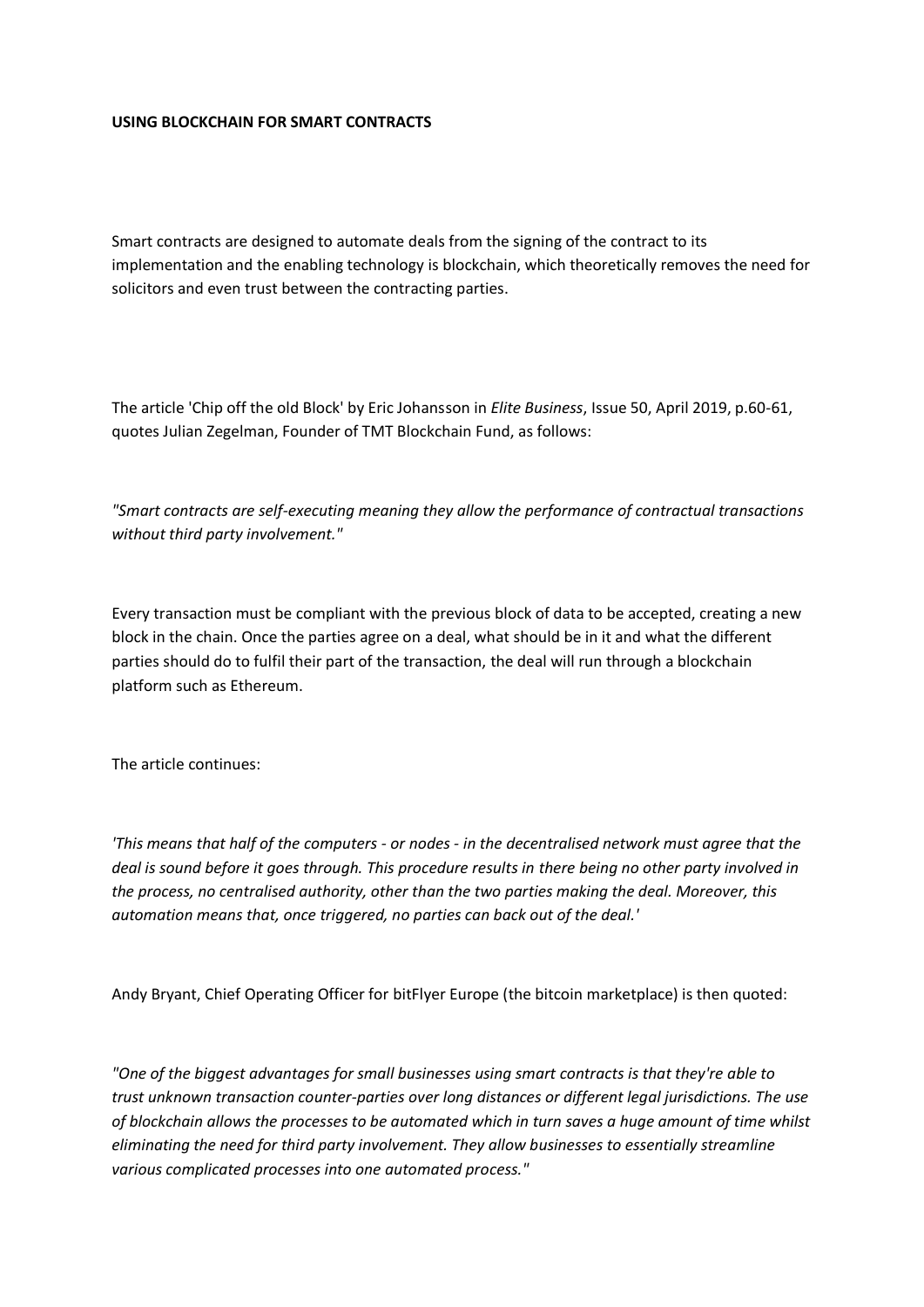**USING BLOCKCHAIN FOR SMART CONTRACTS**

Smart contracts are designed to automate deals from the signing of the contract to its implementation and the enabling technology is blockchain, which theoretically removes the need for solicitors and even trust between the contracting parties.

The article 'Chip off the old Block' by Eric Johansson in *Elite Business*, Issue 50, April 2019, p.60-61, quotes Julian Zegelman, Founder of TMT Blockchain Fund, as follows:

*"Smart contracts are self-executing meaning they allow the performance of contractual transactions without third party involvement."*

Every transaction must be compliant with the previous block of data to be accepted, creating a new block in the chain. Once the parties agree on a deal, what should be in it and what the different parties should do to fulfil their part of the transaction, the deal will run through a blockchain platform such as Ethereum.

The article continues:

*'This means that half of the computers - or nodes - in the decentralised network must agree that the deal is sound before it goes through. This procedure results in there being no other party involved in the process, no centralised authority, other than the two parties making the deal. Moreover, this automation means that, once triggered, no parties can back out of the deal.'*

Andy Bryant, Chief Operating Officer for bitFlyer Europe (the bitcoin marketplace) is then quoted:

*"One of the biggest advantages for small businesses using smart contracts is that they're able to trust unknown transaction counter-parties over long distances or different legal jurisdictions. The use of blockchain allows the processes to be automated which in turn saves a huge amount of time whilst eliminating the need for third party involvement. They allow businesses to essentially streamline various complicated processes into one automated process."*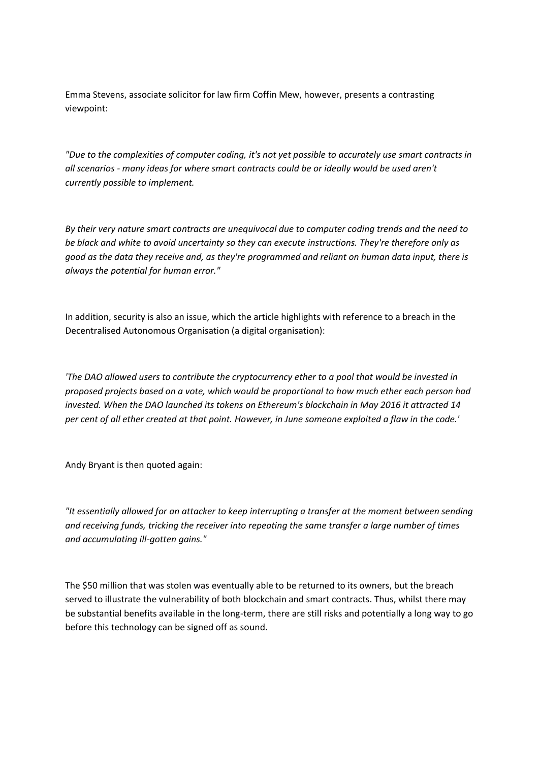Emma Stevens, associate solicitor for law firm Coffin Mew, however, presents a contrasting viewpoint:

*"Due to the complexities of computer coding, it's not yet possible to accurately use smart contracts in all scenarios - many ideas for where smart contracts could be or ideally would be used aren't currently possible to implement.*

*By their very nature smart contracts are unequivocal due to computer coding trends and the need to be black and white to avoid uncertainty so they can execute instructions. They're therefore only as good as the data they receive and, as they're programmed and reliant on human data input, there is always the potential for human error."*

In addition, security is also an issue, which the article highlights with reference to a breach in the Decentralised Autonomous Organisation (a digital organisation):

*'The DAO allowed users to contribute the cryptocurrency ether to a pool that would be invested in proposed projects based on a vote, which would be proportional to how much ether each person had invested. When the DAO launched its tokens on Ethereum's blockchain in May 2016 it attracted 14 per cent of all ether created at that point. However, in June someone exploited a flaw in the code.'*

Andy Bryant is then quoted again:

*"It essentially allowed for an attacker to keep interrupting a transfer at the moment between sending and receiving funds, tricking the receiver into repeating the same transfer a large number of times and accumulating ill-gotten gains."*

The $50 million that was stolen was eventually able to be returned to its owners, but the breach served to illustrate the vulnerability of both blockchain and smart contracts. Thus, whilst there may be substantial benefits available in the long-term, there are still risks and potentially a long way to go before this technology can be signed off as sound.